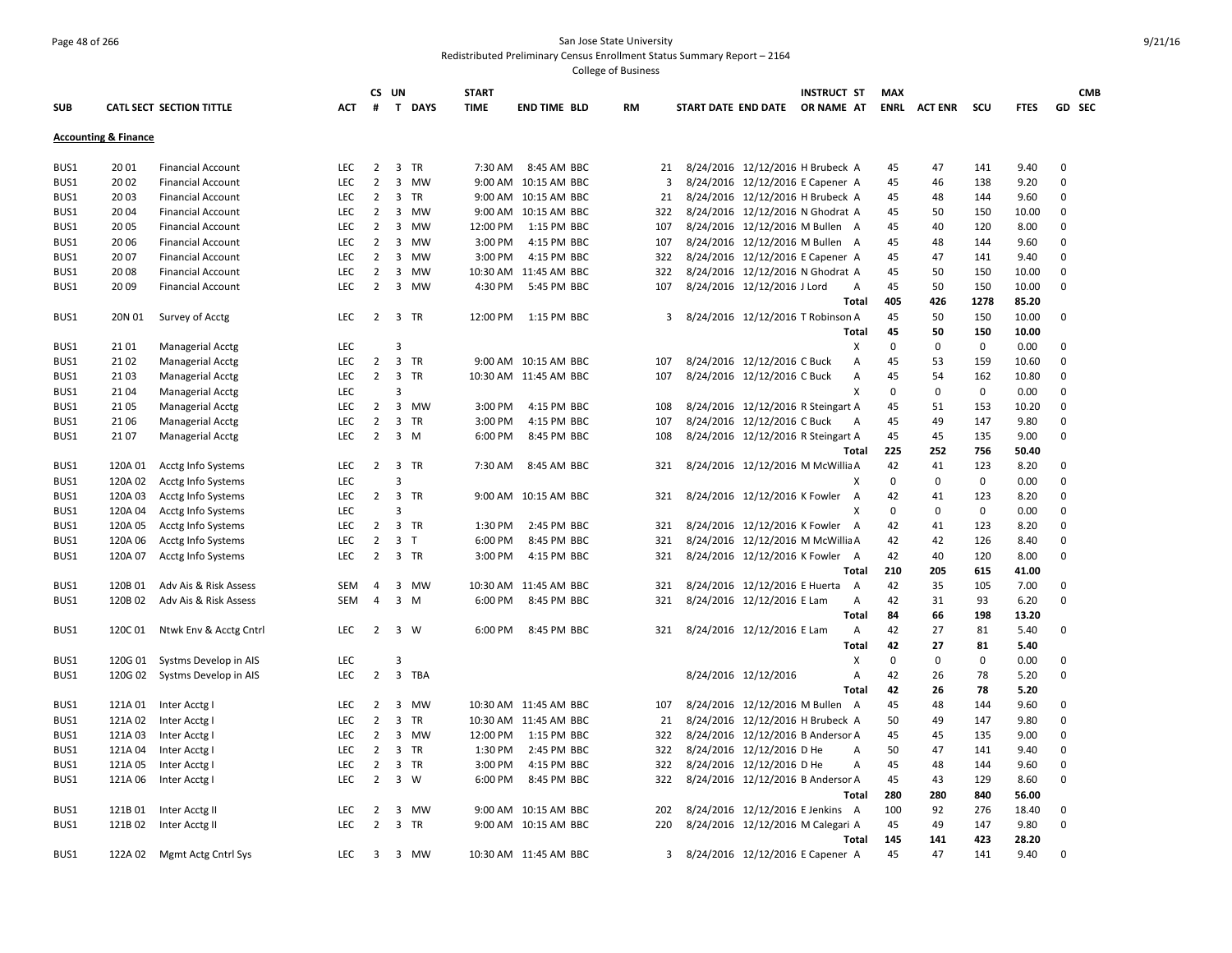San Jose State University

Redistributed Preliminary Census Enrollment Status Summary Report – 2164

College of Business

## Accounting & Finance

| SUB | CATL SECT | SECTION TITTLE | ACT | CS # | UN T | DAYS | START TIME | END TIME | BLD | RM | START DATE | END DATE | INSTRUCT OR NAME | ST AT | MAX ENRL | ACT ENR | SCU | FTES | GD | CMB SEC |
|---|---|---|---|---|---|---|---|---|---|---|---|---|---|---|---|---|---|---|---|---|
| BUS1 | 20 01 | Financial Account | LEC | 2 | 3 | TR | 7:30 AM | 8:45 AM | BBC | 21 | 8/24/2016 | 12/12/2016 | H Brubeck | A | 45 | 47 | 141 | 9.40 | 0 | |
| BUS1 | 20 02 | Financial Account | LEC | 2 | 3 | MW | 9:00 AM | 10:15 AM | BBC | 3 | 8/24/2016 | 12/12/2016 | E Capener | A | 45 | 46 | 138 | 9.20 | 0 | |
| BUS1 | 20 03 | Financial Account | LEC | 2 | 3 | TR | 9:00 AM | 10:15 AM | BBC | 21 | 8/24/2016 | 12/12/2016 | H Brubeck | A | 45 | 48 | 144 | 9.60 | 0 | |
| BUS1 | 20 04 | Financial Account | LEC | 2 | 3 | MW | 9:00 AM | 10:15 AM | BBC | 322 | 8/24/2016 | 12/12/2016 | N Ghodrat | A | 45 | 50 | 150 | 10.00 | 0 | |
| BUS1 | 20 05 | Financial Account | LEC | 2 | 3 | MW | 12:00 PM | 1:15 PM | BBC | 107 | 8/24/2016 | 12/12/2016 | M Bullen | A | 45 | 40 | 120 | 8.00 | 0 | |
| BUS1 | 20 06 | Financial Account | LEC | 2 | 3 | MW | 3:00 PM | 4:15 PM | BBC | 107 | 8/24/2016 | 12/12/2016 | M Bullen | A | 45 | 48 | 144 | 9.60 | 0 | |
| BUS1 | 20 07 | Financial Account | LEC | 2 | 3 | MW | 3:00 PM | 4:15 PM | BBC | 322 | 8/24/2016 | 12/12/2016 | E Capener | A | 45 | 47 | 141 | 9.40 | 0 | |
| BUS1 | 20 08 | Financial Account | LEC | 2 | 3 | MW | 10:30 AM | 11:45 AM | BBC | 322 | 8/24/2016 | 12/12/2016 | N Ghodrat | A | 45 | 50 | 150 | 10.00 | 0 | |
| BUS1 | 20 09 | Financial Account | LEC | 2 | 3 | MW | 4:30 PM | 5:45 PM | BBC | 107 | 8/24/2016 | 12/12/2016 | J Lord | A | 45 | 50 | 150 | 10.00 | 0 | |
| | | | | | | | | | | | | | | Total | 405 | 426 | 1278 | 85.20 | | |
| BUS1 | 20N 01 | Survey of Acctg | LEC | 2 | 3 | TR | 12:00 PM | 1:15 PM | BBC | 3 | 8/24/2016 | 12/12/2016 | T Robinson | A | 45 | 50 | 150 | 10.00 | 0 | |
| | | | | | | | | | | | | | | Total | 45 | 50 | 150 | 10.00 | | |
| BUS1 | 21 01 | Managerial Acctg | LEC | | 3 | | | | | | | | | X | 0 | 0 | 0 | 0.00 | 0 | |
| BUS1 | 21 02 | Managerial Acctg | LEC | 2 | 3 | TR | 9:00 AM | 10:15 AM | BBC | 107 | 8/24/2016 | 12/12/2016 | C Buck | A | 45 | 53 | 159 | 10.60 | 0 | |
| BUS1 | 21 03 | Managerial Acctg | LEC | 2 | 3 | TR | 10:30 AM | 11:45 AM | BBC | 107 | 8/24/2016 | 12/12/2016 | C Buck | A | 45 | 54 | 162 | 10.80 | 0 | |
| BUS1 | 21 04 | Managerial Acctg | LEC | | 3 | | | | | | | | | X | 0 | 0 | 0 | 0.00 | 0 | |
| BUS1 | 21 05 | Managerial Acctg | LEC | 2 | 3 | MW | 3:00 PM | 4:15 PM | BBC | 108 | 8/24/2016 | 12/12/2016 | R Steingart | A | 45 | 51 | 153 | 10.20 | 0 | |
| BUS1 | 21 06 | Managerial Acctg | LEC | 2 | 3 | TR | 3:00 PM | 4:15 PM | BBC | 107 | 8/24/2016 | 12/12/2016 | C Buck | A | 45 | 49 | 147 | 9.80 | 0 | |
| BUS1 | 21 07 | Managerial Acctg | LEC | 2 | 3 | M | 6:00 PM | 8:45 PM | BBC | 108 | 8/24/2016 | 12/12/2016 | R Steingart | A | 45 | 45 | 135 | 9.00 | 0 | |
| | | | | | | | | | | | | | | Total | 225 | 252 | 756 | 50.40 | | |
| BUS1 | 120A 01 | Acctg Info Systems | LEC | 2 | 3 | TR | 7:30 AM | 8:45 AM | BBC | 321 | 8/24/2016 | 12/12/2016 | M McWillia | A | 42 | 41 | 123 | 8.20 | 0 | |
| BUS1 | 120A 02 | Acctg Info Systems | LEC | | 3 | | | | | | | | | X | 0 | 0 | 0 | 0.00 | 0 | |
| BUS1 | 120A 03 | Acctg Info Systems | LEC | 2 | 3 | TR | 9:00 AM | 10:15 AM | BBC | 321 | 8/24/2016 | 12/12/2016 | K Fowler | A | 42 | 41 | 123 | 8.20 | 0 | |
| BUS1 | 120A 04 | Acctg Info Systems | LEC | | 3 | | | | | | | | | X | 0 | 0 | 0 | 0.00 | 0 | |
| BUS1 | 120A 05 | Acctg Info Systems | LEC | 2 | 3 | TR | 1:30 PM | 2:45 PM | BBC | 321 | 8/24/2016 | 12/12/2016 | K Fowler | A | 42 | 41 | 123 | 8.20 | 0 | |
| BUS1 | 120A 06 | Acctg Info Systems | LEC | 2 | 3 | T | 6:00 PM | 8:45 PM | BBC | 321 | 8/24/2016 | 12/12/2016 | M McWillia | A | 42 | 42 | 126 | 8.40 | 0 | |
| BUS1 | 120A 07 | Acctg Info Systems | LEC | 2 | 3 | TR | 3:00 PM | 4:15 PM | BBC | 321 | 8/24/2016 | 12/12/2016 | K Fowler | A | 42 | 40 | 120 | 8.00 | 0 | |
| | | | | | | | | | | | | | | Total | 210 | 205 | 615 | 41.00 | | |
| BUS1 | 120B 01 | Adv Ais & Risk Assess | SEM | 4 | 3 | MW | 10:30 AM | 11:45 AM | BBC | 321 | 8/24/2016 | 12/12/2016 | E Huerta | A | 42 | 35 | 105 | 7.00 | 0 | |
| BUS1 | 120B 02 | Adv Ais & Risk Assess | SEM | 4 | 3 | M | 6:00 PM | 8:45 PM | BBC | 321 | 8/24/2016 | 12/12/2016 | E Lam | A | 42 | 31 | 93 | 6.20 | 0 | |
| | | | | | | | | | | | | | | Total | 84 | 66 | 198 | 13.20 | | |
| BUS1 | 120C 01 | Ntwk Env & Acctg Cntrl | LEC | 2 | 3 | W | 6:00 PM | 8:45 PM | BBC | 321 | 8/24/2016 | 12/12/2016 | E Lam | A | 42 | 27 | 81 | 5.40 | 0 | |
| | | | | | | | | | | | | | | Total | 42 | 27 | 81 | 5.40 | | |
| BUS1 | 120G 01 | Systms Develop in AIS | LEC | | 3 | | | | | | | | | X | 0 | 0 | 0 | 0.00 | 0 | |
| BUS1 | 120G 02 | Systms Develop in AIS | LEC | 2 | 3 | TBA | | | | | 8/24/2016 | 12/12/2016 | | A | 42 | 26 | 78 | 5.20 | 0 | |
| | | | | | | | | | | | | | | Total | 42 | 26 | 78 | 5.20 | | |
| BUS1 | 121A 01 | Inter Acctg I | LEC | 2 | 3 | MW | 10:30 AM | 11:45 AM | BBC | 107 | 8/24/2016 | 12/12/2016 | M Bullen | A | 45 | 48 | 144 | 9.60 | 0 | |
| BUS1 | 121A 02 | Inter Acctg I | LEC | 2 | 3 | TR | 10:30 AM | 11:45 AM | BBC | 21 | 8/24/2016 | 12/12/2016 | H Brubeck | A | 50 | 49 | 147 | 9.80 | 0 | |
| BUS1 | 121A 03 | Inter Acctg I | LEC | 2 | 3 | MW | 12:00 PM | 1:15 PM | BBC | 322 | 8/24/2016 | 12/12/2016 | B Andersor | A | 45 | 45 | 135 | 9.00 | 0 | |
| BUS1 | 121A 04 | Inter Acctg I | LEC | 2 | 3 | TR | 1:30 PM | 2:45 PM | BBC | 322 | 8/24/2016 | 12/12/2016 | D He | A | 50 | 47 | 141 | 9.40 | 0 | |
| BUS1 | 121A 05 | Inter Acctg I | LEC | 2 | 3 | TR | 3:00 PM | 4:15 PM | BBC | 322 | 8/24/2016 | 12/12/2016 | D He | A | 45 | 48 | 144 | 9.60 | 0 | |
| BUS1 | 121A 06 | Inter Acctg I | LEC | 2 | 3 | W | 6:00 PM | 8:45 PM | BBC | 322 | 8/24/2016 | 12/12/2016 | B Andersor | A | 45 | 43 | 129 | 8.60 | 0 | |
| | | | | | | | | | | | | | | Total | 280 | 280 | 840 | 56.00 | | |
| BUS1 | 121B 01 | Inter Acctg II | LEC | 2 | 3 | MW | 9:00 AM | 10:15 AM | BBC | 202 | 8/24/2016 | 12/12/2016 | E Jenkins | A | 100 | 92 | 276 | 18.40 | 0 | |
| BUS1 | 121B 02 | Inter Acctg II | LEC | 2 | 3 | TR | 9:00 AM | 10:15 AM | BBC | 220 | 8/24/2016 | 12/12/2016 | M Calegari | A | 45 | 49 | 147 | 9.80 | 0 | |
| | | | | | | | | | | | | | | Total | 145 | 141 | 423 | 28.20 | | |
| BUS1 | 122A 02 | Mgmt Actg Cntrl Sys | LEC | 3 | 3 | MW | 10:30 AM | 11:45 AM | BBC | 3 | 8/24/2016 | 12/12/2016 | E Capener | A | 45 | 47 | 141 | 9.40 | 0 | |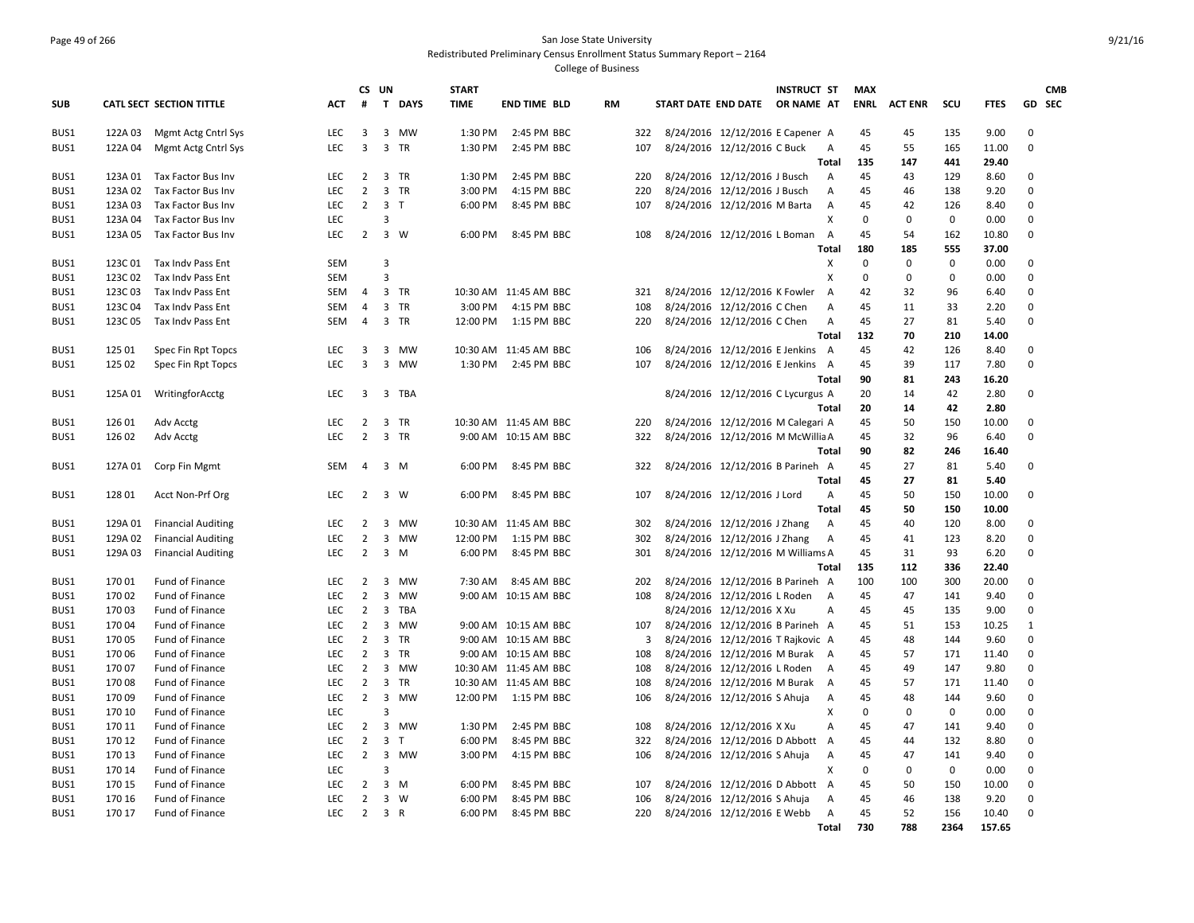San Jose State University

Redistributed Preliminary Census Enrollment Status Summary Report – 2164

College of Business

| SUB | CATL SECT | SECTION TITTLE | ACT | CS # | UN T | DAYS | START TIME | END TIME | BLD | RM | START DATE | END DATE | INSTRUCT OR NAME | ST AT | MAX ENRL | ACT ENR | SCU | FTES | GD | CMB SEC |
|---|---|---|---|---|---|---|---|---|---|---|---|---|---|---|---|---|---|---|---|---|
| BUS1 | 122A 03 | Mgmt Actg Cntrl Sys | LEC | 3 | 3 | MW | 1:30 PM | 2:45 PM | BBC | 322 | 8/24/2016 | 12/12/2016 | E Capener | A | 45 | 45 | 135 | 9.00 | 0 | |
| BUS1 | 122A 04 | Mgmt Actg Cntrl Sys | LEC | 3 | 3 | TR | 1:30 PM | 2:45 PM | BBC | 107 | 8/24/2016 | 12/12/2016 | C Buck | A | 45 | 55 | 165 | 11.00 | 0 | |
| | | | | | | | | | | | | | | Total | 135 | 147 | 441 | 29.40 | | |
| BUS1 | 123A 01 | Tax Factor Bus Inv | LEC | 2 | 3 | TR | 1:30 PM | 2:45 PM | BBC | 220 | 8/24/2016 | 12/12/2016 | J Busch | A | 45 | 43 | 129 | 8.60 | 0 | |
| BUS1 | 123A 02 | Tax Factor Bus Inv | LEC | 2 | 3 | TR | 3:00 PM | 4:15 PM | BBC | 220 | 8/24/2016 | 12/12/2016 | J Busch | A | 45 | 46 | 138 | 9.20 | 0 | |
| BUS1 | 123A 03 | Tax Factor Bus Inv | LEC | 2 | 3 | T | 6:00 PM | 8:45 PM | BBC | 107 | 8/24/2016 | 12/12/2016 | M Barta | A | 45 | 42 | 126 | 8.40 | 0 | |
| BUS1 | 123A 04 | Tax Factor Bus Inv | LEC | | 3 | | | | | | | | | X | 0 | 0 | 0 | 0.00 | 0 | |
| BUS1 | 123A 05 | Tax Factor Bus Inv | LEC | 2 | 3 | W | 6:00 PM | 8:45 PM | BBC | 108 | 8/24/2016 | 12/12/2016 | L Boman | A | 45 | 54 | 162 | 10.80 | 0 | |
| | | | | | | | | | | | | | | Total | 180 | 185 | 555 | 37.00 | | |
| BUS1 | 123C 01 | Tax Indv Pass Ent | SEM | | 3 | | | | | | | | | X | 0 | 0 | 0 | 0.00 | 0 | |
| BUS1 | 123C 02 | Tax Indv Pass Ent | SEM | | 3 | | | | | | | | | X | 0 | 0 | 0 | 0.00 | 0 | |
| BUS1 | 123C 03 | Tax Indv Pass Ent | SEM | 4 | 3 | TR | 10:30 AM | 11:45 AM | BBC | 321 | 8/24/2016 | 12/12/2016 | K Fowler | A | 42 | 32 | 96 | 6.40 | 0 | |
| BUS1 | 123C 04 | Tax Indv Pass Ent | SEM | 4 | 3 | TR | 3:00 PM | 4:15 PM | BBC | 108 | 8/24/2016 | 12/12/2016 | C Chen | A | 45 | 11 | 33 | 2.20 | 0 | |
| BUS1 | 123C 05 | Tax Indv Pass Ent | SEM | 4 | 3 | TR | 12:00 PM | 1:15 PM | BBC | 220 | 8/24/2016 | 12/12/2016 | C Chen | A | 45 | 27 | 81 | 5.40 | 0 | |
| | | | | | | | | | | | | | | Total | 132 | 70 | 210 | 14.00 | | |
| BUS1 | 125 01 | Spec Fin Rpt Topcs | LEC | 3 | 3 | MW | 10:30 AM | 11:45 AM | BBC | 106 | 8/24/2016 | 12/12/2016 | E Jenkins | A | 45 | 42 | 126 | 8.40 | 0 | |
| BUS1 | 125 02 | Spec Fin Rpt Topcs | LEC | 3 | 3 | MW | 1:30 PM | 2:45 PM | BBC | 107 | 8/24/2016 | 12/12/2016 | E Jenkins | A | 45 | 39 | 117 | 7.80 | 0 | |
| | | | | | | | | | | | | | | Total | 90 | 81 | 243 | 16.20 | | |
| BUS1 | 125A 01 | WritingforAcctg | LEC | 3 | 3 | TBA | | | | | 8/24/2016 | 12/12/2016 | C Lycurgus | A | 20 | 14 | 42 | 2.80 | 0 | |
| | | | | | | | | | | | | | | Total | 20 | 14 | 42 | 2.80 | | |
| BUS1 | 126 01 | Adv Acctg | LEC | 2 | 3 | TR | 10:30 AM | 11:45 AM | BBC | 220 | 8/24/2016 | 12/12/2016 | M Calegari | A | 45 | 50 | 150 | 10.00 | 0 | |
| BUS1 | 126 02 | Adv Acctg | LEC | 2 | 3 | TR | 9:00 AM | 10:15 AM | BBC | 322 | 8/24/2016 | 12/12/2016 | M McWillia | A | 45 | 32 | 96 | 6.40 | 0 | |
| | | | | | | | | | | | | | | Total | 90 | 82 | 246 | 16.40 | | |
| BUS1 | 127A 01 | Corp Fin Mgmt | SEM | 4 | 3 | M | 6:00 PM | 8:45 PM | BBC | 322 | 8/24/2016 | 12/12/2016 | B Parineh | A | 45 | 27 | 81 | 5.40 | 0 | |
| | | | | | | | | | | | | | | Total | 45 | 27 | 81 | 5.40 | | |
| BUS1 | 128 01 | Acct Non-Prf Org | LEC | 2 | 3 | W | 6:00 PM | 8:45 PM | BBC | 107 | 8/24/2016 | 12/12/2016 | J Lord | A | 45 | 50 | 150 | 10.00 | 0 | |
| | | | | | | | | | | | | | | Total | 45 | 50 | 150 | 10.00 | | |
| BUS1 | 129A 01 | Financial Auditing | LEC | 2 | 3 | MW | 10:30 AM | 11:45 AM | BBC | 302 | 8/24/2016 | 12/12/2016 | J Zhang | A | 45 | 40 | 120 | 8.00 | 0 | |
| BUS1 | 129A 02 | Financial Auditing | LEC | 2 | 3 | MW | 12:00 PM | 1:15 PM | BBC | 302 | 8/24/2016 | 12/12/2016 | J Zhang | A | 45 | 41 | 123 | 8.20 | 0 | |
| BUS1 | 129A 03 | Financial Auditing | LEC | 2 | 3 | M | 6:00 PM | 8:45 PM | BBC | 301 | 8/24/2016 | 12/12/2016 | M Williams | A | 45 | 31 | 93 | 6.20 | 0 | |
| | | | | | | | | | | | | | | Total | 135 | 112 | 336 | 22.40 | | |
| BUS1 | 170 01 | Fund of Finance | LEC | 2 | 3 | MW | 7:30 AM | 8:45 AM | BBC | 202 | 8/24/2016 | 12/12/2016 | B Parineh | A | 100 | 100 | 300 | 20.00 | 0 | |
| BUS1 | 170 02 | Fund of Finance | LEC | 2 | 3 | MW | 9:00 AM | 10:15 AM | BBC | 108 | 8/24/2016 | 12/12/2016 | L Roden | A | 45 | 47 | 141 | 9.40 | 0 | |
| BUS1 | 170 03 | Fund of Finance | LEC | 2 | 3 | TBA | | | | | 8/24/2016 | 12/12/2016 | X Xu | A | 45 | 45 | 135 | 9.00 | 0 | |
| BUS1 | 170 04 | Fund of Finance | LEC | 2 | 3 | MW | 9:00 AM | 10:15 AM | BBC | 107 | 8/24/2016 | 12/12/2016 | B Parineh | A | 45 | 51 | 153 | 10.25 | 1 | |
| BUS1 | 170 05 | Fund of Finance | LEC | 2 | 3 | TR | 9:00 AM | 10:15 AM | BBC | 3 | 8/24/2016 | 12/12/2016 | T Rajkovic | A | 45 | 48 | 144 | 9.60 | 0 | |
| BUS1 | 170 06 | Fund of Finance | LEC | 2 | 3 | TR | 9:00 AM | 10:15 AM | BBC | 108 | 8/24/2016 | 12/12/2016 | M Burak | A | 45 | 57 | 171 | 11.40 | 0 | |
| BUS1 | 170 07 | Fund of Finance | LEC | 2 | 3 | MW | 10:30 AM | 11:45 AM | BBC | 108 | 8/24/2016 | 12/12/2016 | L Roden | A | 45 | 49 | 147 | 9.80 | 0 | |
| BUS1 | 170 08 | Fund of Finance | LEC | 2 | 3 | TR | 10:30 AM | 11:45 AM | BBC | 108 | 8/24/2016 | 12/12/2016 | M Burak | A | 45 | 57 | 171 | 11.40 | 0 | |
| BUS1 | 170 09 | Fund of Finance | LEC | 2 | 3 | MW | 12:00 PM | 1:15 PM | BBC | 106 | 8/24/2016 | 12/12/2016 | S Ahuja | A | 45 | 48 | 144 | 9.60 | 0 | |
| BUS1 | 170 10 | Fund of Finance | LEC | | 3 | | | | | | | | | X | 0 | 0 | 0 | 0.00 | 0 | |
| BUS1 | 170 11 | Fund of Finance | LEC | 2 | 3 | MW | 1:30 PM | 2:45 PM | BBC | 108 | 8/24/2016 | 12/12/2016 | X Xu | A | 45 | 47 | 141 | 9.40 | 0 | |
| BUS1 | 170 12 | Fund of Finance | LEC | 2 | 3 | T | 6:00 PM | 8:45 PM | BBC | 322 | 8/24/2016 | 12/12/2016 | D Abbott | A | 45 | 44 | 132 | 8.80 | 0 | |
| BUS1 | 170 13 | Fund of Finance | LEC | 2 | 3 | MW | 3:00 PM | 4:15 PM | BBC | 106 | 8/24/2016 | 12/12/2016 | S Ahuja | A | 45 | 47 | 141 | 9.40 | 0 | |
| BUS1 | 170 14 | Fund of Finance | LEC | | 3 | | | | | | | | | X | 0 | 0 | 0 | 0.00 | 0 | |
| BUS1 | 170 15 | Fund of Finance | LEC | 2 | 3 | M | 6:00 PM | 8:45 PM | BBC | 107 | 8/24/2016 | 12/12/2016 | D Abbott | A | 45 | 50 | 150 | 10.00 | 0 | |
| BUS1 | 170 16 | Fund of Finance | LEC | 2 | 3 | W | 6:00 PM | 8:45 PM | BBC | 106 | 8/24/2016 | 12/12/2016 | S Ahuja | A | 45 | 46 | 138 | 9.20 | 0 | |
| BUS1 | 170 17 | Fund of Finance | LEC | 2 | 3 | R | 6:00 PM | 8:45 PM | BBC | 220 | 8/24/2016 | 12/12/2016 | E Webb | A | 45 | 52 | 156 | 10.40 | 0 | |
| | | | | | | | | | | | | | | Total | 730 | 788 | 2364 | 157.65 | | |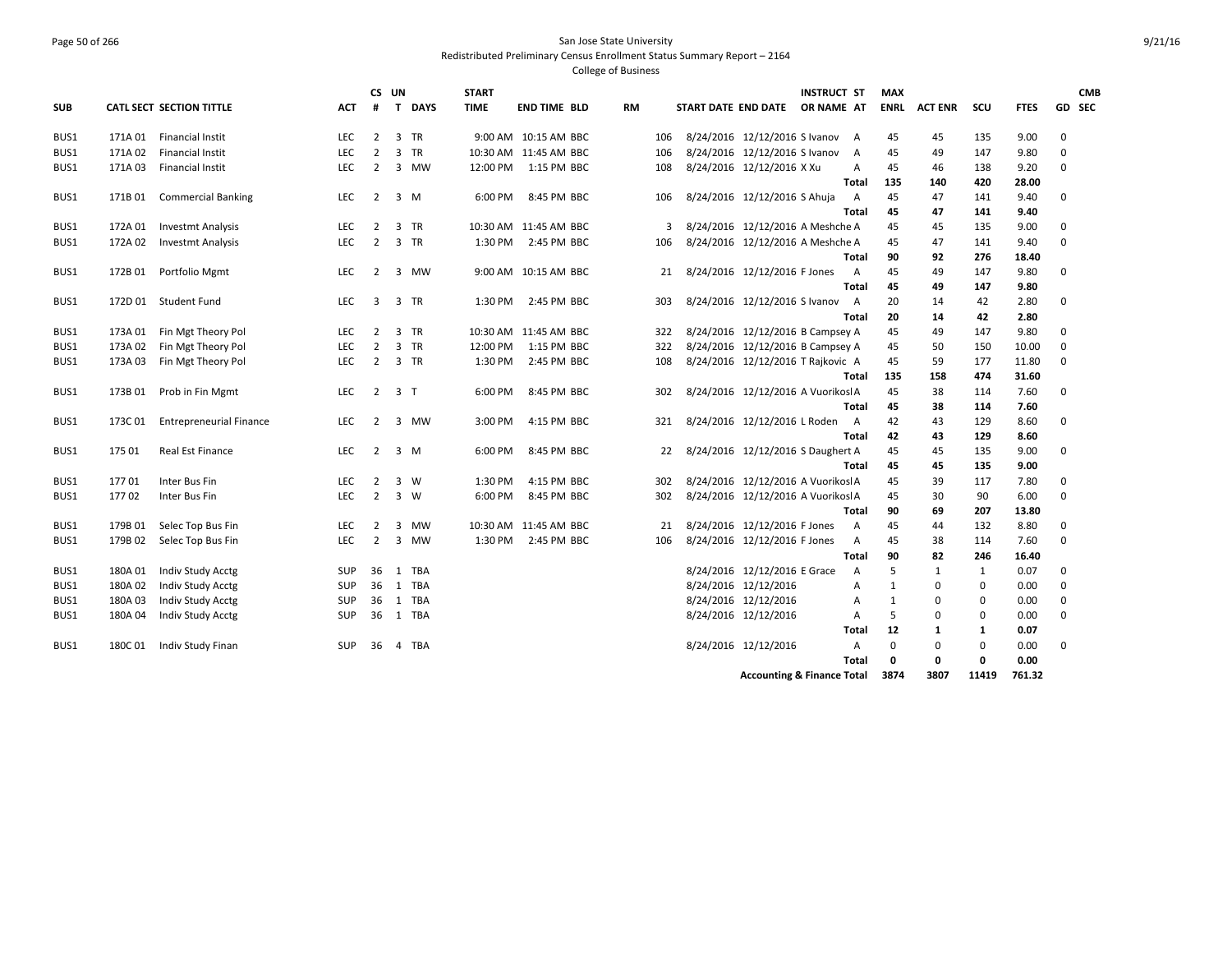San Jose State University
Redistributed Preliminary Census Enrollment Status Summary Report – 2164
College of Business

| SUB | CATL SECT | SECTION TITTLE | ACT | CS # | UN T | DAYS | START TIME | END TIME | BLD | RM | START DATE | END DATE | INSTRUCT OR NAME | ST AT | MAX ENRL | ACT ENR | SCU | FTES | GD | CMB SEC |
|---|---|---|---|---|---|---|---|---|---|---|---|---|---|---|---|---|---|---|---|---|
| BUS1 | 171A 01 | Financial Instit | LEC | 2 | 3 | TR | 9:00 AM | 10:15 AM | BBC | 106 | 8/24/2016 | 12/12/2016 | S Ivanov | A | 45 | 45 | 135 | 9.00 | 0 | |
| BUS1 | 171A 02 | Financial Instit | LEC | 2 | 3 | TR | 10:30 AM | 11:45 AM | BBC | 106 | 8/24/2016 | 12/12/2016 | S Ivanov | A | 45 | 49 | 147 | 9.80 | 0 | |
| BUS1 | 171A 03 | Financial Instit | LEC | 2 | 3 | MW | 12:00 PM | 1:15 PM | BBC | 108 | 8/24/2016 | 12/12/2016 | X Xu | A | 45 | 46 | 138 | 9.20 | 0 | |
| | | | | | | | | | | | | | | **Total** | **135** | **140** | **420** | **28.00** | | |
| BUS1 | 171B 01 | Commercial Banking | LEC | 2 | 3 | M | 6:00 PM | 8:45 PM | BBC | 106 | 8/24/2016 | 12/12/2016 | S Ahuja | A | 45 | 47 | 141 | 9.40 | 0 | |
| | | | | | | | | | | | | | | **Total** | **45** | **47** | **141** | **9.40** | | |
| BUS1 | 172A 01 | Investmt Analysis | LEC | 2 | 3 | TR | 10:30 AM | 11:45 AM | BBC | 3 | 8/24/2016 | 12/12/2016 | A Meshche | A | 45 | 45 | 135 | 9.00 | 0 | |
| BUS1 | 172A 02 | Investmt Analysis | LEC | 2 | 3 | TR | 1:30 PM | 2:45 PM | BBC | 106 | 8/24/2016 | 12/12/2016 | A Meshche | A | 45 | 47 | 141 | 9.40 | 0 | |
| | | | | | | | | | | | | | | **Total** | **90** | **92** | **276** | **18.40** | | |
| BUS1 | 172B 01 | Portfolio Mgmt | LEC | 2 | 3 | MW | 9:00 AM | 10:15 AM | BBC | 21 | 8/24/2016 | 12/12/2016 | F Jones | A | 45 | 49 | 147 | 9.80 | 0 | |
| | | | | | | | | | | | | | | **Total** | **45** | **49** | **147** | **9.80** | | |
| BUS1 | 172D 01 | Student Fund | LEC | 3 | 3 | TR | 1:30 PM | 2:45 PM | BBC | 303 | 8/24/2016 | 12/12/2016 | S Ivanov | A | 20 | 14 | 42 | 2.80 | 0 | |
| | | | | | | | | | | | | | | **Total** | **20** | **14** | **42** | **2.80** | | |
| BUS1 | 173A 01 | Fin Mgt Theory Pol | LEC | 2 | 3 | TR | 10:30 AM | 11:45 AM | BBC | 322 | 8/24/2016 | 12/12/2016 | B Campsey | A | 45 | 49 | 147 | 9.80 | 0 | |
| BUS1 | 173A 02 | Fin Mgt Theory Pol | LEC | 2 | 3 | TR | 12:00 PM | 1:15 PM | BBC | 322 | 8/24/2016 | 12/12/2016 | B Campsey | A | 45 | 50 | 150 | 10.00 | 0 | |
| BUS1 | 173A 03 | Fin Mgt Theory Pol | LEC | 2 | 3 | TR | 1:30 PM | 2:45 PM | BBC | 108 | 8/24/2016 | 12/12/2016 | T Rajkovic | A | 45 | 59 | 177 | 11.80 | 0 | |
| | | | | | | | | | | | | | | **Total** | **135** | **158** | **474** | **31.60** | | |
| BUS1 | 173B 01 | Prob in Fin Mgmt | LEC | 2 | 3 | T | 6:00 PM | 8:45 PM | BBC | 302 | 8/24/2016 | 12/12/2016 | A Vuorikosl | A | 45 | 38 | 114 | 7.60 | 0 | |
| | | | | | | | | | | | | | | **Total** | **45** | **38** | **114** | **7.60** | | |
| BUS1 | 173C 01 | Entrepreneurial Finance | LEC | 2 | 3 | MW | 3:00 PM | 4:15 PM | BBC | 321 | 8/24/2016 | 12/12/2016 | L Roden | A | 42 | 43 | 129 | 8.60 | 0 | |
| | | | | | | | | | | | | | | **Total** | **42** | **43** | **129** | **8.60** | | |
| BUS1 | 175 01 | Real Est Finance | LEC | 2 | 3 | M | 6:00 PM | 8:45 PM | BBC | 22 | 8/24/2016 | 12/12/2016 | S Daughert | A | 45 | 45 | 135 | 9.00 | 0 | |
| | | | | | | | | | | | | | | **Total** | **45** | **45** | **135** | **9.00** | | |
| BUS1 | 177 01 | Inter Bus Fin | LEC | 2 | 3 | W | 1:30 PM | 4:15 PM | BBC | 302 | 8/24/2016 | 12/12/2016 | A Vuorikosl | A | 45 | 39 | 117 | 7.80 | 0 | |
| BUS1 | 177 02 | Inter Bus Fin | LEC | 2 | 3 | W | 6:00 PM | 8:45 PM | BBC | 302 | 8/24/2016 | 12/12/2016 | A Vuorikosl | A | 45 | 30 | 90 | 6.00 | 0 | |
| | | | | | | | | | | | | | | **Total** | **90** | **69** | **207** | **13.80** | | |
| BUS1 | 179B 01 | Selec Top Bus Fin | LEC | 2 | 3 | MW | 10:30 AM | 11:45 AM | BBC | 21 | 8/24/2016 | 12/12/2016 | F Jones | A | 45 | 44 | 132 | 8.80 | 0 | |
| BUS1 | 179B 02 | Selec Top Bus Fin | LEC | 2 | 3 | MW | 1:30 PM | 2:45 PM | BBC | 106 | 8/24/2016 | 12/12/2016 | F Jones | A | 45 | 38 | 114 | 7.60 | 0 | |
| | | | | | | | | | | | | | | **Total** | **90** | **82** | **246** | **16.40** | | |
| BUS1 | 180A 01 | Indiv Study Acctg | SUP | 36 | 1 | TBA | | | | | 8/24/2016 | 12/12/2016 | E Grace | A | 5 | 1 | 1 | 0.07 | 0 | |
| BUS1 | 180A 02 | Indiv Study Acctg | SUP | 36 | 1 | TBA | | | | | 8/24/2016 | 12/12/2016 | | A | 1 | 0 | 0 | 0.00 | 0 | |
| BUS1 | 180A 03 | Indiv Study Acctg | SUP | 36 | 1 | TBA | | | | | 8/24/2016 | 12/12/2016 | | A | 1 | 0 | 0 | 0.00 | 0 | |
| BUS1 | 180A 04 | Indiv Study Acctg | SUP | 36 | 1 | TBA | | | | | 8/24/2016 | 12/12/2016 | | A | 5 | 0 | 0 | 0.00 | 0 | |
| | | | | | | | | | | | | | | **Total** | **12** | **1** | **1** | **0.07** | | |
| BUS1 | 180C 01 | Indiv Study Finan | SUP | 36 | 4 | TBA | | | | | 8/24/2016 | 12/12/2016 | | A | 0 | 0 | 0 | 0.00 | 0 | |
| | | | | | | | | | | | | | | **Total** | **0** | **0** | **0** | **0.00** | | |
| | | | | | | | | | | | | | **Accounting & Finance Total** | | **3874** | **3807** | **11419** | **761.32** | | |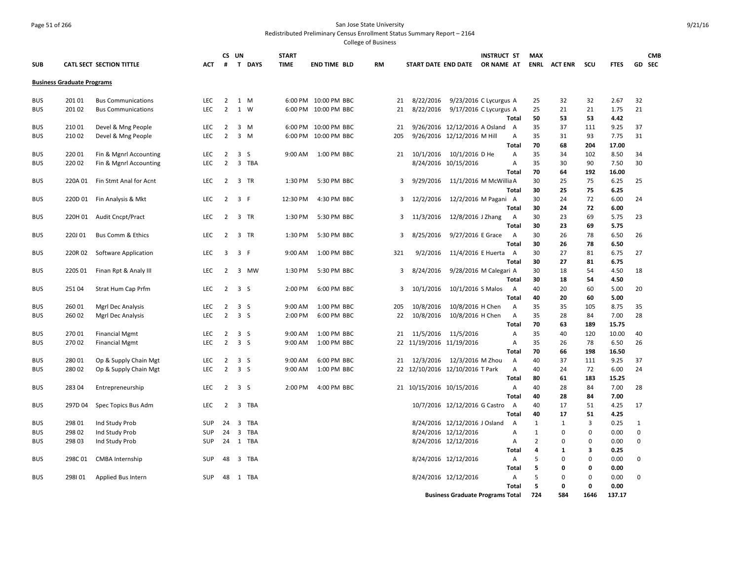San Jose State University

Redistributed Preliminary Census Enrollment Status Summary Report – 2164

College of Business

## Business Graduate Programs

| SUB | CATL | SECT | SECTION TITTLE | ACT | CS # | UN T | DAYS | START TIME | END TIME | BLD | RM | START DATE | END DATE | INSTRUCT OR NAME | ST AT | MAX ENRL | ACT ENR | SCU | FTES | GD | CMB SEC |
|---|---|---|---|---|---|---|---|---|---|---|---|---|---|---|---|---|---|---|---|---|---|
| BUS | 201 | 01 | Bus Communications | LEC | 2 | 1 | M | 6:00 PM | 10:00 PM | BBC | 21 | 8/22/2016 | 9/23/2016 | C Lycurgus | A | 25 | 32 | 32 | 2.67 | 32 | |
| BUS | 201 | 02 | Bus Communications | LEC | 2 | 1 | W | 6:00 PM | 10:00 PM | BBC | 21 | 8/22/2016 | 9/17/2016 | C Lycurgus | A | 25 | 21 | 21 | 1.75 | 21 | |
| | | | | | | | | | | | | | | | **Total** | **50** | **53** | **53** | **4.42** | | |
| BUS | 210 | 01 | Devel & Mng People | LEC | 2 | 3 | M | 6:00 PM | 10:00 PM | BBC | 21 | 9/26/2016 | 12/12/2016 | A Osland | A | 35 | 37 | 111 | 9.25 | 37 | |
| BUS | 210 | 02 | Devel & Mng People | LEC | 2 | 3 | M | 6:00 PM | 10:00 PM | BBC | 205 | 9/26/2016 | 12/12/2016 | M Hill | A | 35 | 31 | 93 | 7.75 | 31 | |
| | | | | | | | | | | | | | | | **Total** | **70** | **68** | **204** | **17.00** | | |
| BUS | 220 | 01 | Fin & Mgnrl Accounting | LEC | 2 | 3 | S | 9:00 AM | 1:00 PM | BBC | 21 | 10/1/2016 | 10/1/2016 | D He | A | 35 | 34 | 102 | 8.50 | 34 | |
| BUS | 220 | 02 | Fin & Mgnrl Accounting | LEC | 2 | 3 | TBA | | | | | 8/24/2016 | 10/15/2016 | | A | 35 | 30 | 90 | 7.50 | 30 | |
| | | | | | | | | | | | | | | | **Total** | **70** | **64** | **192** | **16.00** | | |
| BUS | 220A | 01 | Fin Stmt Anal for Acnt | LEC | 2 | 3 | TR | 1:30 PM | 5:30 PM | BBC | 3 | 9/29/2016 | 11/1/2016 | M McWillia | A | 30 | 25 | 75 | 6.25 | 25 | |
| | | | | | | | | | | | | | | | **Total** | **30** | **25** | **75** | **6.25** | | |
| BUS | 220D | 01 | Fin Analysis & Mkt | LEC | 2 | 3 | F | 12:30 PM | 4:30 PM | BBC | 3 | 12/2/2016 | 12/2/2016 | M Pagani | A | 30 | 24 | 72 | 6.00 | 24 | |
| | | | | | | | | | | | | | | | **Total** | **30** | **24** | **72** | **6.00** | | |
| BUS | 220H | 01 | Audit Cncpt/Pract | LEC | 2 | 3 | TR | 1:30 PM | 5:30 PM | BBC | 3 | 11/3/2016 | 12/8/2016 | J Zhang | A | 30 | 23 | 69 | 5.75 | 23 | |
| | | | | | | | | | | | | | | | **Total** | **30** | **23** | **69** | **5.75** | | |
| BUS | 220J | 01 | Bus Comm & Ethics | LEC | 2 | 3 | TR | 1:30 PM | 5:30 PM | BBC | 3 | 8/25/2016 | 9/27/2016 | E Grace | A | 30 | 26 | 78 | 6.50 | 26 | |
| | | | | | | | | | | | | | | | **Total** | **30** | **26** | **78** | **6.50** | | |
| BUS | 220R | 02 | Software Application | LEC | 3 | 3 | F | 9:00 AM | 1:00 PM | BBC | 321 | 9/2/2016 | 11/4/2016 | E Huerta | A | 30 | 27 | 81 | 6.75 | 27 | |
| | | | | | | | | | | | | | | | **Total** | **30** | **27** | **81** | **6.75** | | |
| BUS | 220S | 01 | Finan Rpt & Analy III | LEC | 2 | 3 | MW | 1:30 PM | 5:30 PM | BBC | 3 | 8/24/2016 | 9/28/2016 | M Calegari | A | 30 | 18 | 54 | 4.50 | 18 | |
| | | | | | | | | | | | | | | | **Total** | **30** | **18** | **54** | **4.50** | | |
| BUS | 251 | 04 | Strat Hum Cap Prfm | LEC | 2 | 3 | S | 2:00 PM | 6:00 PM | BBC | 3 | 10/1/2016 | 10/1/2016 | S Malos | A | 40 | 20 | 60 | 5.00 | 20 | |
| | | | | | | | | | | | | | | | **Total** | **40** | **20** | **60** | **5.00** | | |
| BUS | 260 | 01 | Mgrl Dec Analysis | LEC | 2 | 3 | S | 9:00 AM | 1:00 PM | BBC | 205 | 10/8/2016 | 10/8/2016 | H Chen | A | 35 | 35 | 105 | 8.75 | 35 | |
| BUS | 260 | 02 | Mgrl Dec Analysis | LEC | 2 | 3 | S | 2:00 PM | 6:00 PM | BBC | 22 | 10/8/2016 | 10/8/2016 | H Chen | A | 35 | 28 | 84 | 7.00 | 28 | |
| | | | | | | | | | | | | | | | **Total** | **70** | **63** | **189** | **15.75** | | |
| BUS | 270 | 01 | Financial Mgmt | LEC | 2 | 3 | S | 9:00 AM | 1:00 PM | BBC | 21 | 11/5/2016 | 11/5/2016 | | A | 35 | 40 | 120 | 10.00 | 40 | |
| BUS | 270 | 02 | Financial Mgmt | LEC | 2 | 3 | S | 9:00 AM | 1:00 PM | BBC | 22 | 11/19/2016 | 11/19/2016 | | A | 35 | 26 | 78 | 6.50 | 26 | |
| | | | | | | | | | | | | | | | **Total** | **70** | **66** | **198** | **16.50** | | |
| BUS | 280 | 01 | Op & Supply Chain Mgt | LEC | 2 | 3 | S | 9:00 AM | 6:00 PM | BBC | 21 | 12/3/2016 | 12/3/2016 | M Zhou | A | 40 | 37 | 111 | 9.25 | 37 | |
| BUS | 280 | 02 | Op & Supply Chain Mgt | LEC | 2 | 3 | S | 9:00 AM | 1:00 PM | BBC | 22 | 12/10/2016 | 12/10/2016 | T Park | A | 40 | 24 | 72 | 6.00 | 24 | |
| | | | | | | | | | | | | | | | **Total** | **80** | **61** | **183** | **15.25** | | |
| BUS | 283 | 04 | Entrepreneurship | LEC | 2 | 3 | S | 2:00 PM | 4:00 PM | BBC | 21 | 10/15/2016 | 10/15/2016 | | A | 40 | 28 | 84 | 7.00 | 28 | |
| | | | | | | | | | | | | | | | **Total** | **40** | **28** | **84** | **7.00** | | |
| BUS | 297D | 04 | Spec Topics Bus Adm | LEC | 2 | 3 | TBA | | | | | 10/7/2016 | 12/12/2016 | G Castro | A | 40 | 17 | 51 | 4.25 | 17 | |
| | | | | | | | | | | | | | | | **Total** | **40** | **17** | **51** | **4.25** | | |
| BUS | 298 | 01 | Ind Study Prob | SUP | 24 | 3 | TBA | | | | | 8/24/2016 | 12/12/2016 | J Osland | A | 1 | 1 | 3 | 0.25 | 1 | |
| BUS | 298 | 02 | Ind Study Prob | SUP | 24 | 3 | TBA | | | | | 8/24/2016 | 12/12/2016 | | A | 1 | 0 | 0 | 0.00 | 0 | |
| BUS | 298 | 03 | Ind Study Prob | SUP | 24 | 1 | TBA | | | | | 8/24/2016 | 12/12/2016 | | A | 2 | 0 | 0 | 0.00 | 0 | |
| | | | | | | | | | | | | | | | **Total** | **4** | **1** | **3** | **0.25** | | |
| BUS | 298C | 01 | CMBA Internship | SUP | 48 | 3 | TBA | | | | | 8/24/2016 | 12/12/2016 | | A | 5 | 0 | 0 | 0.00 | 0 | |
| | | | | | | | | | | | | | | | **Total** | **5** | **0** | **0** | **0.00** | | |
| BUS | 298I | 01 | Applied Bus Intern | SUP | 48 | 1 | TBA | | | | | 8/24/2016 | 12/12/2016 | | A | 5 | 0 | 0 | 0.00 | 0 | |
| | | | | | | | | | | | | | | | **Total** | **5** | **0** | **0** | **0.00** | | |
| | | | | | | | | | | | | | | **Business Graduate Programs Total** | | **724** | **584** | **1646** | **137.17** | | |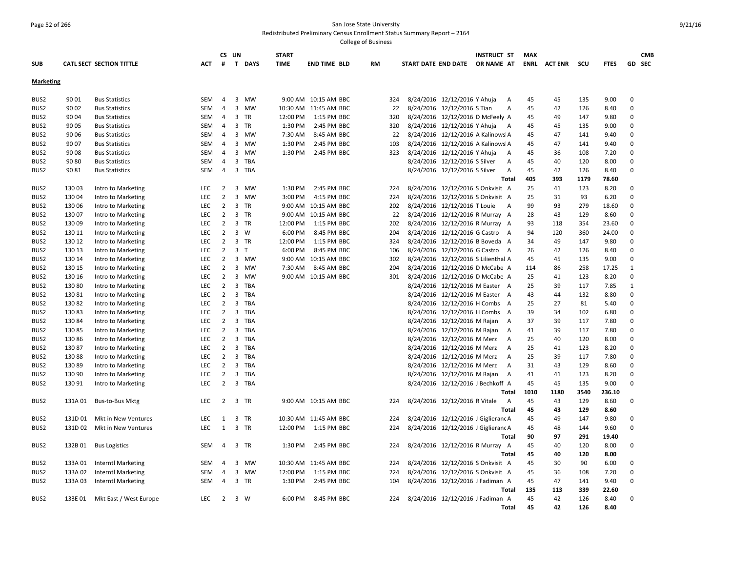San Jose State University

Redistributed Preliminary Census Enrollment Status Summary Report – 2164

College of Business

| SUB | CATL SECT | SECTION TITTLE | ACT | CS # | UN T | DAYS | START TIME | END TIME | BLD | RM | START DATE | END DATE | INSTRUCT OR NAME | ST AT | MAX ENRL | ACT ENR | SCU | FTES | GD | CMB SEC |
|---|---|---|---|---|---|---|---|---|---|---|---|---|---|---|---|---|---|---|---|---|
| **Marketing** | | | | | | | | | | | | | | | | | | | | |
| BUS2 | 90 01 | Bus Statistics | SEM | 4 | 3 | MW | 9:00 AM | 10:15 AM | BBC | 324 | 8/24/2016 | 12/12/2016 | Y Ahuja | A | 45 | 45 | 135 | 9.00 | 0 | |
| BUS2 | 90 02 | Bus Statistics | SEM | 4 | 3 | MW | 10:30 AM | 11:45 AM | BBC | 22 | 8/24/2016 | 12/12/2016 | S Tian | A | 45 | 42 | 126 | 8.40 | 0 | |
| BUS2 | 90 04 | Bus Statistics | SEM | 4 | 3 | TR | 12:00 PM | 1:15 PM | BBC | 320 | 8/24/2016 | 12/12/2016 | D McFeely | A | 45 | 49 | 147 | 9.80 | 0 | |
| BUS2 | 90 05 | Bus Statistics | SEM | 4 | 3 | TR | 1:30 PM | 2:45 PM | BBC | 320 | 8/24/2016 | 12/12/2016 | Y Ahuja | A | 45 | 45 | 135 | 9.00 | 0 | |
| BUS2 | 90 06 | Bus Statistics | SEM | 4 | 3 | MW | 7:30 AM | 8:45 AM | BBC | 22 | 8/24/2016 | 12/12/2016 | A Kalinowsl | A | 45 | 47 | 141 | 9.40 | 0 | |
| BUS2 | 90 07 | Bus Statistics | SEM | 4 | 3 | MW | 1:30 PM | 2:45 PM | BBC | 103 | 8/24/2016 | 12/12/2016 | A Kalinowsl | A | 45 | 47 | 141 | 9.40 | 0 | |
| BUS2 | 90 08 | Bus Statistics | SEM | 4 | 3 | MW | 1:30 PM | 2:45 PM | BBC | 323 | 8/24/2016 | 12/12/2016 | Y Ahuja | A | 45 | 36 | 108 | 7.20 | 0 | |
| BUS2 | 90 80 | Bus Statistics | SEM | 4 | 3 | TBA | | | | | 8/24/2016 | 12/12/2016 | S Silver | A | 45 | 40 | 120 | 8.00 | 0 | |
| BUS2 | 90 81 | Bus Statistics | SEM | 4 | 3 | TBA | | | | | 8/24/2016 | 12/12/2016 | S Silver | A | 45 | 42 | 126 | 8.40 | 0 | |
| | | | | | | | | | | | | | | Total | 405 | 393 | 1179 | 78.60 | | |
| BUS2 | 130 03 | Intro to Marketing | LEC | 2 | 3 | MW | 1:30 PM | 2:45 PM | BBC | 224 | 8/24/2016 | 12/12/2016 | S Onkvisit | A | 25 | 41 | 123 | 8.20 | 0 | |
| BUS2 | 130 04 | Intro to Marketing | LEC | 2 | 3 | MW | 3:00 PM | 4:15 PM | BBC | 224 | 8/24/2016 | 12/12/2016 | S Onkvisit | A | 25 | 31 | 93 | 6.20 | 0 | |
| BUS2 | 130 06 | Intro to Marketing | LEC | 2 | 3 | TR | 9:00 AM | 10:15 AM | BBC | 202 | 8/24/2016 | 12/12/2016 | T Louie | A | 99 | 93 | 279 | 18.60 | 0 | |
| BUS2 | 130 07 | Intro to Marketing | LEC | 2 | 3 | TR | 9:00 AM | 10:15 AM | BBC | 22 | 8/24/2016 | 12/12/2016 | R Murray | A | 28 | 43 | 129 | 8.60 | 0 | |
| BUS2 | 130 09 | Intro to Marketing | LEC | 2 | 3 | TR | 12:00 PM | 1:15 PM | BBC | 202 | 8/24/2016 | 12/12/2016 | R Murray | A | 93 | 118 | 354 | 23.60 | 0 | |
| BUS2 | 130 11 | Intro to Marketing | LEC | 2 | 3 | W | 6:00 PM | 8:45 PM | BBC | 204 | 8/24/2016 | 12/12/2016 | G Castro | A | 94 | 120 | 360 | 24.00 | 0 | |
| BUS2 | 130 12 | Intro to Marketing | LEC | 2 | 3 | TR | 12:00 PM | 1:15 PM | BBC | 324 | 8/24/2016 | 12/12/2016 | B Boveda | A | 34 | 49 | 147 | 9.80 | 0 | |
| BUS2 | 130 13 | Intro to Marketing | LEC | 2 | 3 | T | 6:00 PM | 8:45 PM | BBC | 106 | 8/24/2016 | 12/12/2016 | G Castro | A | 26 | 42 | 126 | 8.40 | 0 | |
| BUS2 | 130 14 | Intro to Marketing | LEC | 2 | 3 | MW | 9:00 AM | 10:15 AM | BBC | 302 | 8/24/2016 | 12/12/2016 | S Lilienthal | A | 45 | 45 | 135 | 9.00 | 0 | |
| BUS2 | 130 15 | Intro to Marketing | LEC | 2 | 3 | MW | 7:30 AM | 8:45 AM | BBC | 204 | 8/24/2016 | 12/12/2016 | D McCabe | A | 114 | 86 | 258 | 17.25 | 1 | |
| BUS2 | 130 16 | Intro to Marketing | LEC | 2 | 3 | MW | 9:00 AM | 10:15 AM | BBC | 301 | 8/24/2016 | 12/12/2016 | D McCabe | A | 25 | 41 | 123 | 8.20 | 0 | |
| BUS2 | 130 80 | Intro to Marketing | LEC | 2 | 3 | TBA | | | | | 8/24/2016 | 12/12/2016 | M Easter | A | 25 | 39 | 117 | 7.85 | 1 | |
| BUS2 | 130 81 | Intro to Marketing | LEC | 2 | 3 | TBA | | | | | 8/24/2016 | 12/12/2016 | M Easter | A | 43 | 44 | 132 | 8.80 | 0 | |
| BUS2 | 130 82 | Intro to Marketing | LEC | 2 | 3 | TBA | | | | | 8/24/2016 | 12/12/2016 | H Combs | A | 25 | 27 | 81 | 5.40 | 0 | |
| BUS2 | 130 83 | Intro to Marketing | LEC | 2 | 3 | TBA | | | | | 8/24/2016 | 12/12/2016 | H Combs | A | 39 | 34 | 102 | 6.80 | 0 | |
| BUS2 | 130 84 | Intro to Marketing | LEC | 2 | 3 | TBA | | | | | 8/24/2016 | 12/12/2016 | M Rajan | A | 37 | 39 | 117 | 7.80 | 0 | |
| BUS2 | 130 85 | Intro to Marketing | LEC | 2 | 3 | TBA | | | | | 8/24/2016 | 12/12/2016 | M Rajan | A | 41 | 39 | 117 | 7.80 | 0 | |
| BUS2 | 130 86 | Intro to Marketing | LEC | 2 | 3 | TBA | | | | | 8/24/2016 | 12/12/2016 | M Merz | A | 25 | 40 | 120 | 8.00 | 0 | |
| BUS2 | 130 87 | Intro to Marketing | LEC | 2 | 3 | TBA | | | | | 8/24/2016 | 12/12/2016 | M Merz | A | 25 | 41 | 123 | 8.20 | 0 | |
| BUS2 | 130 88 | Intro to Marketing | LEC | 2 | 3 | TBA | | | | | 8/24/2016 | 12/12/2016 | M Merz | A | 25 | 39 | 117 | 7.80 | 0 | |
| BUS2 | 130 89 | Intro to Marketing | LEC | 2 | 3 | TBA | | | | | 8/24/2016 | 12/12/2016 | M Merz | A | 31 | 43 | 129 | 8.60 | 0 | |
| BUS2 | 130 90 | Intro to Marketing | LEC | 2 | 3 | TBA | | | | | 8/24/2016 | 12/12/2016 | M Rajan | A | 41 | 41 | 123 | 8.20 | 0 | |
| BUS2 | 130 91 | Intro to Marketing | LEC | 2 | 3 | TBA | | | | | 8/24/2016 | 12/12/2016 | J Bechkoff | A | 45 | 45 | 135 | 9.00 | 0 | |
| | | | | | | | | | | | | | | Total | 1010 | 1180 | 3540 | 236.10 | | |
| BUS2 | 131A 01 | Bus-to-Bus Mktg | LEC | 2 | 3 | TR | 9:00 AM | 10:15 AM | BBC | 224 | 8/24/2016 | 12/12/2016 | R Vitale | A | 45 | 43 | 129 | 8.60 | 0 | |
| | | | | | | | | | | | | | | Total | 45 | 43 | 129 | 8.60 | | |
| BUS2 | 131D 01 | Mkt in New Ventures | LEC | 1 | 3 | TR | 10:30 AM | 11:45 AM | BBC | 224 | 8/24/2016 | 12/12/2016 | J Giglieranc | A | 45 | 49 | 147 | 9.80 | 0 | |
| BUS2 | 131D 02 | Mkt in New Ventures | LEC | 1 | 3 | TR | 12:00 PM | 1:15 PM | BBC | 224 | 8/24/2016 | 12/12/2016 | J Giglieranc | A | 45 | 48 | 144 | 9.60 | 0 | |
| | | | | | | | | | | | | | | Total | 90 | 97 | 291 | 19.40 | | |
| BUS2 | 132B 01 | Bus Logistics | SEM | 4 | 3 | TR | 1:30 PM | 2:45 PM | BBC | 224 | 8/24/2016 | 12/12/2016 | R Murray | A | 45 | 40 | 120 | 8.00 | 0 | |
| | | | | | | | | | | | | | | Total | 45 | 40 | 120 | 8.00 | | |
| BUS2 | 133A 01 | Interntl Marketing | SEM | 4 | 3 | MW | 10:30 AM | 11:45 AM | BBC | 224 | 8/24/2016 | 12/12/2016 | S Onkvisit | A | 45 | 30 | 90 | 6.00 | 0 | |
| BUS2 | 133A 02 | Interntl Marketing | SEM | 4 | 3 | MW | 12:00 PM | 1:15 PM | BBC | 224 | 8/24/2016 | 12/12/2016 | S Onkvisit | A | 45 | 36 | 108 | 7.20 | 0 | |
| BUS2 | 133A 03 | Interntl Marketing | SEM | 4 | 3 | TR | 1:30 PM | 2:45 PM | BBC | 104 | 8/24/2016 | 12/12/2016 | J Fadiman | A | 45 | 47 | 141 | 9.40 | 0 | |
| | | | | | | | | | | | | | | Total | 135 | 113 | 339 | 22.60 | | |
| BUS2 | 133E 01 | Mkt East / West Europe | LEC | 2 | 3 | W | 6:00 PM | 8:45 PM | BBC | 224 | 8/24/2016 | 12/12/2016 | J Fadiman | A | 45 | 42 | 126 | 8.40 | 0 | |
| | | | | | | | | | | | | | | Total | 45 | 42 | 126 | 8.40 | | |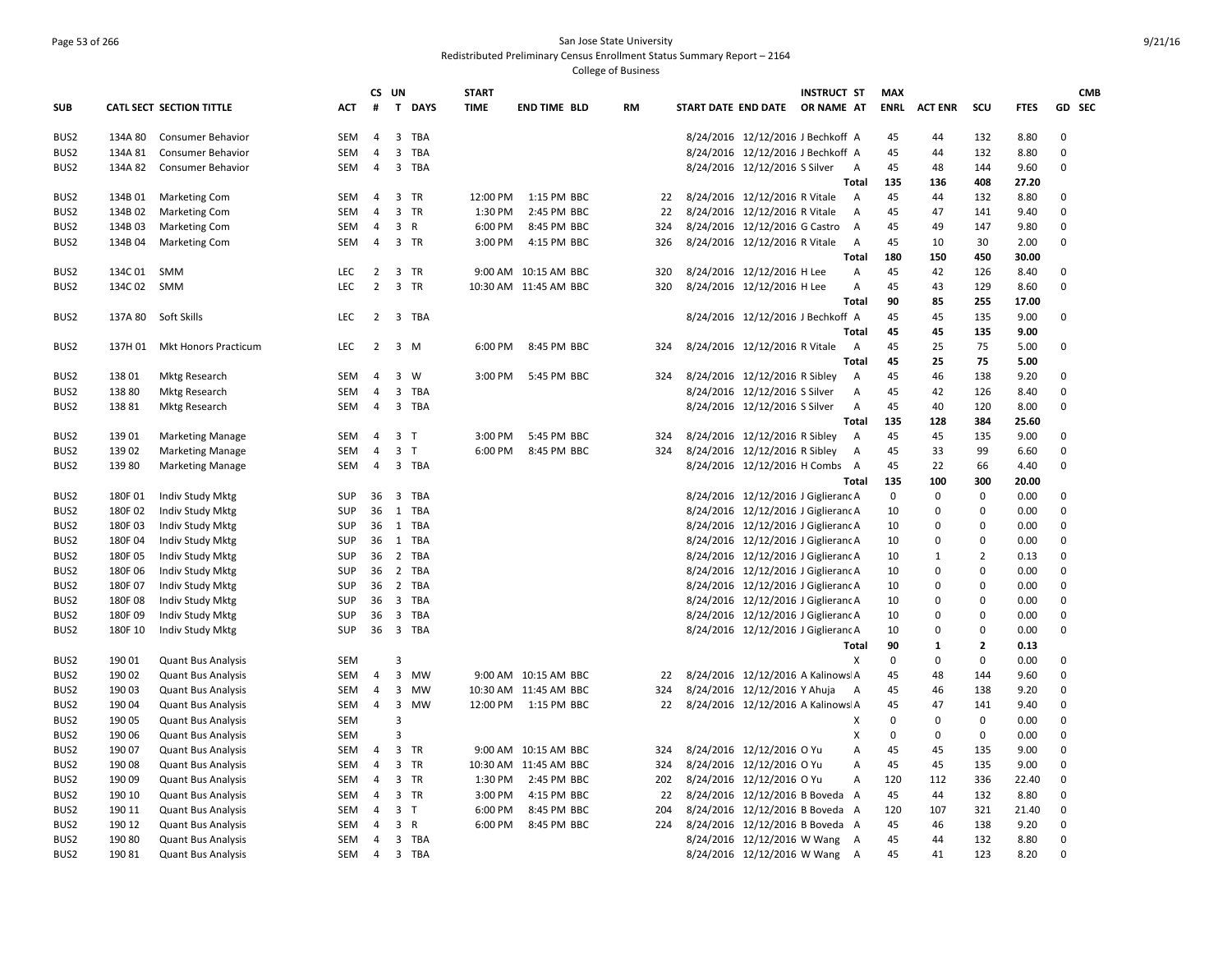San Jose State University

Redistributed Preliminary Census Enrollment Status Summary Report – 2164

College of Business

| SUB | CATL SECT | SECTION TITTLE | ACT | CS # | UN T | DAYS | START TIME | END TIME | BLD | RM | START DATE | END DATE | INSTRUCT OR NAME | ST AT | MAX ENRL | ACT ENR | SCU | FTES | GD | CMB SEC |
|---|---|---|---|---|---|---|---|---|---|---|---|---|---|---|---|---|---|---|---|---|
| BUS2 | 134A 80 | Consumer Behavior | SEM | 4 | 3 | TBA | | | | | 8/24/2016 | 12/12/2016 | J Bechkoff | A | 45 | 44 | 132 | 8.80 | 0 | |
| BUS2 | 134A 81 | Consumer Behavior | SEM | 4 | 3 | TBA | | | | | 8/24/2016 | 12/12/2016 | J Bechkoff | A | 45 | 44 | 132 | 8.80 | 0 | |
| BUS2 | 134A 82 | Consumer Behavior | SEM | 4 | 3 | TBA | | | | | 8/24/2016 | 12/12/2016 | S Silver | A | 45 | 48 | 144 | 9.60 | 0 | |
| | | | | | | | | | | | | | | Total | 135 | 136 | 408 | 27.20 | | |
| BUS2 | 134B 01 | Marketing Com | SEM | 4 | 3 | TR | 12:00 PM | 1:15 PM | BBC | 22 | 8/24/2016 | 12/12/2016 | R Vitale | A | 45 | 44 | 132 | 8.80 | 0 | |
| BUS2 | 134B 02 | Marketing Com | SEM | 4 | 3 | TR | 1:30 PM | 2:45 PM | BBC | 22 | 8/24/2016 | 12/12/2016 | R Vitale | A | 45 | 47 | 141 | 9.40 | 0 | |
| BUS2 | 134B 03 | Marketing Com | SEM | 4 | 3 | R | 6:00 PM | 8:45 PM | BBC | 324 | 8/24/2016 | 12/12/2016 | G Castro | A | 45 | 49 | 147 | 9.80 | 0 | |
| BUS2 | 134B 04 | Marketing Com | SEM | 4 | 3 | TR | 3:00 PM | 4:15 PM | BBC | 326 | 8/24/2016 | 12/12/2016 | R Vitale | A | 45 | 10 | 30 | 2.00 | 0 | |
| | | | | | | | | | | | | | | Total | 180 | 150 | 450 | 30.00 | | |
| BUS2 | 134C 01 | SMM | LEC | 2 | 3 | TR | 9:00 AM | 10:15 AM | BBC | 320 | 8/24/2016 | 12/12/2016 | H Lee | A | 45 | 42 | 126 | 8.40 | 0 | |
| BUS2 | 134C 02 | SMM | LEC | 2 | 3 | TR | 10:30 AM | 11:45 AM | BBC | 320 | 8/24/2016 | 12/12/2016 | H Lee | A | 45 | 43 | 129 | 8.60 | 0 | |
| | | | | | | | | | | | | | | Total | 90 | 85 | 255 | 17.00 | | |
| BUS2 | 137A 80 | Soft Skills | LEC | 2 | 3 | TBA | | | | | 8/24/2016 | 12/12/2016 | J Bechkoff | A | 45 | 45 | 135 | 9.00 | 0 | |
| | | | | | | | | | | | | | | Total | 45 | 45 | 135 | 9.00 | | |
| BUS2 | 137H 01 | Mkt Honors Practicum | LEC | 2 | 3 | M | 6:00 PM | 8:45 PM | BBC | 324 | 8/24/2016 | 12/12/2016 | R Vitale | A | 45 | 25 | 75 | 5.00 | 0 | |
| | | | | | | | | | | | | | | Total | 45 | 25 | 75 | 5.00 | | |
| BUS2 | 138 01 | Mktg Research | SEM | 4 | 3 | W | 3:00 PM | 5:45 PM | BBC | 324 | 8/24/2016 | 12/12/2016 | R Sibley | A | 45 | 46 | 138 | 9.20 | 0 | |
| BUS2 | 138 80 | Mktg Research | SEM | 4 | 3 | TBA | | | | | 8/24/2016 | 12/12/2016 | S Silver | A | 45 | 42 | 126 | 8.40 | 0 | |
| BUS2 | 138 81 | Mktg Research | SEM | 4 | 3 | TBA | | | | | 8/24/2016 | 12/12/2016 | S Silver | A | 45 | 40 | 120 | 8.00 | 0 | |
| | | | | | | | | | | | | | | Total | 135 | 128 | 384 | 25.60 | | |
| BUS2 | 139 01 | Marketing Manage | SEM | 4 | 3 | T | 3:00 PM | 5:45 PM | BBC | 324 | 8/24/2016 | 12/12/2016 | R Sibley | A | 45 | 45 | 135 | 9.00 | 0 | |
| BUS2 | 139 02 | Marketing Manage | SEM | 4 | 3 | T | 6:00 PM | 8:45 PM | BBC | 324 | 8/24/2016 | 12/12/2016 | R Sibley | A | 45 | 33 | 99 | 6.60 | 0 | |
| BUS2 | 139 80 | Marketing Manage | SEM | 4 | 3 | TBA | | | | | 8/24/2016 | 12/12/2016 | H Combs | A | 45 | 22 | 66 | 4.40 | 0 | |
| | | | | | | | | | | | | | | Total | 135 | 100 | 300 | 20.00 | | |
| BUS2 | 180F 01 | Indiv Study Mktg | SUP | 36 | 3 | TBA | | | | | 8/24/2016 | 12/12/2016 | J Giglieranc | A | 0 | 0 | 0 | 0.00 | 0 | |
| BUS2 | 180F 02 | Indiv Study Mktg | SUP | 36 | 1 | TBA | | | | | 8/24/2016 | 12/12/2016 | J Giglieranc | A | 10 | 0 | 0 | 0.00 | 0 | |
| BUS2 | 180F 03 | Indiv Study Mktg | SUP | 36 | 1 | TBA | | | | | 8/24/2016 | 12/12/2016 | J Giglieranc | A | 10 | 0 | 0 | 0.00 | 0 | |
| BUS2 | 180F 04 | Indiv Study Mktg | SUP | 36 | 1 | TBA | | | | | 8/24/2016 | 12/12/2016 | J Giglieranc | A | 10 | 0 | 0 | 0.00 | 0 | |
| BUS2 | 180F 05 | Indiv Study Mktg | SUP | 36 | 2 | TBA | | | | | 8/24/2016 | 12/12/2016 | J Giglieranc | A | 10 | 1 | 2 | 0.13 | 0 | |
| BUS2 | 180F 06 | Indiv Study Mktg | SUP | 36 | 2 | TBA | | | | | 8/24/2016 | 12/12/2016 | J Giglieranc | A | 10 | 0 | 0 | 0.00 | 0 | |
| BUS2 | 180F 07 | Indiv Study Mktg | SUP | 36 | 2 | TBA | | | | | 8/24/2016 | 12/12/2016 | J Giglieranc | A | 10 | 0 | 0 | 0.00 | 0 | |
| BUS2 | 180F 08 | Indiv Study Mktg | SUP | 36 | 3 | TBA | | | | | 8/24/2016 | 12/12/2016 | J Giglieranc | A | 10 | 0 | 0 | 0.00 | 0 | |
| BUS2 | 180F 09 | Indiv Study Mktg | SUP | 36 | 3 | TBA | | | | | 8/24/2016 | 12/12/2016 | J Giglieranc | A | 10 | 0 | 0 | 0.00 | 0 | |
| BUS2 | 180F 10 | Indiv Study Mktg | SUP | 36 | 3 | TBA | | | | | 8/24/2016 | 12/12/2016 | J Giglieranc | A | 10 | 0 | 0 | 0.00 | 0 | |
| | | | | | | | | | | | | | | Total | 90 | 1 | 2 | 0.13 | | |
| BUS2 | 190 01 | Quant Bus Analysis | SEM | | 3 | | | | | | | | | X | 0 | 0 | 0 | 0.00 | 0 | |
| BUS2 | 190 02 | Quant Bus Analysis | SEM | 4 | 3 | MW | 9:00 AM | 10:15 AM | BBC | 22 | 8/24/2016 | 12/12/2016 | A Kalinows | A | 45 | 48 | 144 | 9.60 | 0 | |
| BUS2 | 190 03 | Quant Bus Analysis | SEM | 4 | 3 | MW | 10:30 AM | 11:45 AM | BBC | 324 | 8/24/2016 | 12/12/2016 | Y Ahuja | A | 45 | 46 | 138 | 9.20 | 0 | |
| BUS2 | 190 04 | Quant Bus Analysis | SEM | 4 | 3 | MW | 12:00 PM | 1:15 PM | BBC | 22 | 8/24/2016 | 12/12/2016 | A Kalinows | A | 45 | 47 | 141 | 9.40 | 0 | |
| BUS2 | 190 05 | Quant Bus Analysis | SEM | | 3 | | | | | | | | | X | 0 | 0 | 0 | 0.00 | 0 | |
| BUS2 | 190 06 | Quant Bus Analysis | SEM | | 3 | | | | | | | | | X | 0 | 0 | 0 | 0.00 | 0 | |
| BUS2 | 190 07 | Quant Bus Analysis | SEM | 4 | 3 | TR | 9:00 AM | 10:15 AM | BBC | 324 | 8/24/2016 | 12/12/2016 | O Yu | A | 45 | 45 | 135 | 9.00 | 0 | |
| BUS2 | 190 08 | Quant Bus Analysis | SEM | 4 | 3 | TR | 10:30 AM | 11:45 AM | BBC | 324 | 8/24/2016 | 12/12/2016 | O Yu | A | 45 | 45 | 135 | 9.00 | 0 | |
| BUS2 | 190 09 | Quant Bus Analysis | SEM | 4 | 3 | TR | 1:30 PM | 2:45 PM | BBC | 202 | 8/24/2016 | 12/12/2016 | O Yu | A | 120 | 112 | 336 | 22.40 | 0 | |
| BUS2 | 190 10 | Quant Bus Analysis | SEM | 4 | 3 | TR | 3:00 PM | 4:15 PM | BBC | 22 | 8/24/2016 | 12/12/2016 | B Boveda | A | 45 | 44 | 132 | 8.80 | 0 | |
| BUS2 | 190 11 | Quant Bus Analysis | SEM | 4 | 3 | T | 6:00 PM | 8:45 PM | BBC | 204 | 8/24/2016 | 12/12/2016 | B Boveda | A | 120 | 107 | 321 | 21.40 | 0 | |
| BUS2 | 190 12 | Quant Bus Analysis | SEM | 4 | 3 | R | 6:00 PM | 8:45 PM | BBC | 224 | 8/24/2016 | 12/12/2016 | B Boveda | A | 45 | 46 | 138 | 9.20 | 0 | |
| BUS2 | 190 80 | Quant Bus Analysis | SEM | 4 | 3 | TBA | | | | | 8/24/2016 | 12/12/2016 | W Wang | A | 45 | 44 | 132 | 8.80 | 0 | |
| BUS2 | 190 81 | Quant Bus Analysis | SEM | 4 | 3 | TBA | | | | | 8/24/2016 | 12/12/2016 | W Wang | A | 45 | 41 | 123 | 8.20 | 0 | |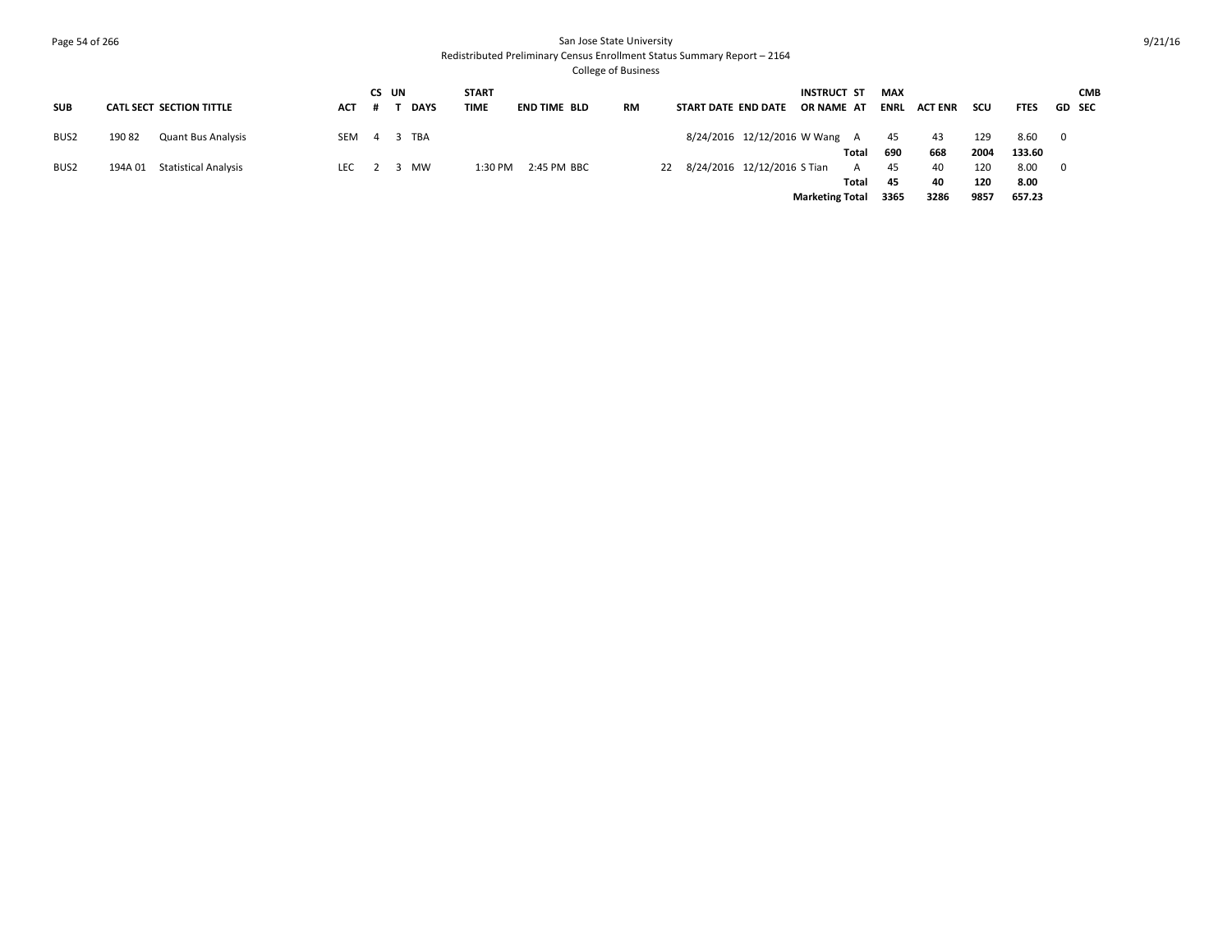San Jose State University
Redistributed Preliminary Census Enrollment Status Summary Report – 2164
College of Business

| SUB | CATL | SECT | SECTION TITTLE | ACT | CS # | UN T | DAYS | START TIME | END TIME | BLD | RM | START DATE | END DATE | INSTRUCT OR NAME | ST AT | MAX ENRL | ACT ENR | SCU | FTES | GD | CMB SEC |
|---|---|---|---|---|---|---|---|---|---|---|---|---|---|---|---|---|---|---|---|---|---|
| BUS2 | 190 | 82 | Quant Bus Analysis | SEM | 4 | 3 | TBA | | | | | 8/24/2016 | 12/12/2016 | W Wang | A | 45 | 43 | 129 | 8.60 | 0 | |
| | | | | | | | | | | | | | | | **Total** | **690** | **668** | **2004** | **133.60** | | |
| BUS2 | 194A | 01 | Statistical Analysis | LEC | 2 | 3 | MW | 1:30 PM | 2:45 PM | BBC | 22 | 8/24/2016 | 12/12/2016 | S Tian | A | 45 | 40 | 120 | 8.00 | 0 | |
| | | | | | | | | | | | | | | | **Total** | **45** | **40** | **120** | **8.00** | | |
| | | | | | | | | | | | | | | **Marketing Total** | | **3365** | **3286** | **9857** | **657.23** | | |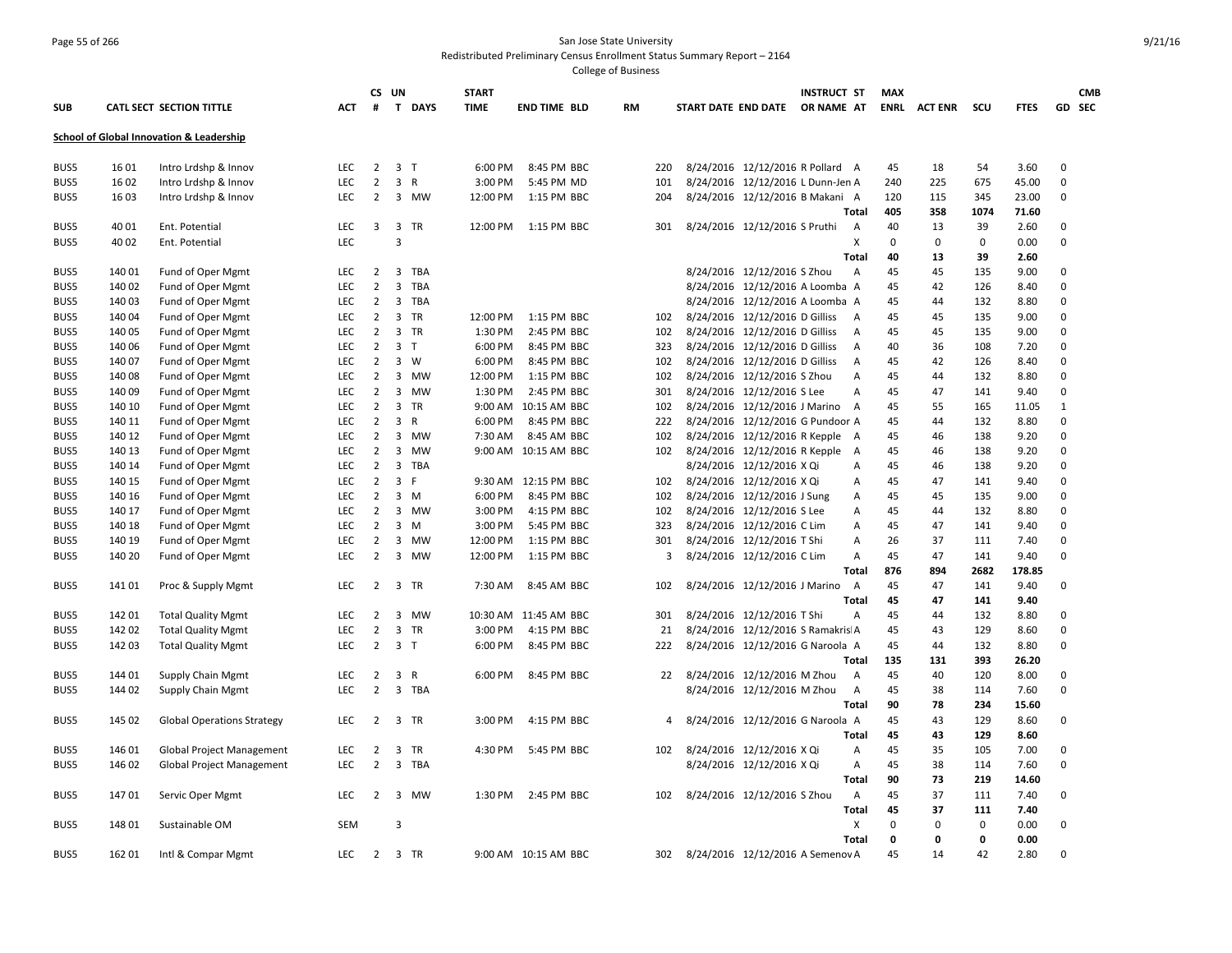San Jose State University

Redistributed Preliminary Census Enrollment Status Summary Report – 2164

College of Business

| SUB | CATL | SECT | SECTION TITTLE | ACT | CS # | UN T | DAYS | START TIME | END TIME | BLD | RM | START DATE | END DATE | INSTRUCT OR NAME | ST AT | MAX ENRL | ACT ENR | SCU | FTES | GD | CMB SEC |
|---|---|---|---|---|---|---|---|---|---|---|---|---|---|---|---|---|---|---|---|---|---|
| **School of Global Innovation & Leadership** | | | | | | | | | | | | | | | | | | | | | |
| BUS5 | 16 | 01 | Intro Lrdshp & Innov | LEC | 2 | 3 | T | 6:00 PM | 8:45 PM | BBC | 220 | 8/24/2016 | 12/12/2016 | R Pollard | A | 45 | 18 | 54 | 3.60 | 0 | |
| BUS5 | 16 | 02 | Intro Lrdshp & Innov | LEC | 2 | 3 | R | 3:00 PM | 5:45 PM | MD | 101 | 8/24/2016 | 12/12/2016 | L Dunn-Jen | A | 240 | 225 | 675 | 45.00 | 0 | |
| BUS5 | 16 | 03 | Intro Lrdshp & Innov | LEC | 2 | 3 | MW | 12:00 PM | 1:15 PM | BBC | 204 | 8/24/2016 | 12/12/2016 | B Makani | A | 120 | 115 | 345 | 23.00 | 0 | |
| | | | | | | | | | | | | | | | **Total** | **405** | **358** | **1074** | **71.60** | | |
| BUS5 | 40 | 01 | Ent. Potential | LEC | 3 | 3 | TR | 12:00 PM | 1:15 PM | BBC | 301 | 8/24/2016 | 12/12/2016 | S Pruthi | A | 40 | 13 | 39 | 2.60 | 0 | |
| BUS5 | 40 | 02 | Ent. Potential | LEC | | 3 | | | | | | | | | X | 0 | 0 | 0 | 0.00 | 0 | |
| | | | | | | | | | | | | | | | **Total** | **40** | **13** | **39** | **2.60** | | |
| BUS5 | 140 | 01 | Fund of Oper Mgmt | LEC | 2 | 3 | TBA | | | | | 8/24/2016 | 12/12/2016 | S Zhou | A | 45 | 45 | 135 | 9.00 | 0 | |
| BUS5 | 140 | 02 | Fund of Oper Mgmt | LEC | 2 | 3 | TBA | | | | | 8/24/2016 | 12/12/2016 | A Loomba | A | 45 | 42 | 126 | 8.40 | 0 | |
| BUS5 | 140 | 03 | Fund of Oper Mgmt | LEC | 2 | 3 | TBA | | | | | 8/24/2016 | 12/12/2016 | A Loomba | A | 45 | 44 | 132 | 8.80 | 0 | |
| BUS5 | 140 | 04 | Fund of Oper Mgmt | LEC | 2 | 3 | TR | 12:00 PM | 1:15 PM | BBC | 102 | 8/24/2016 | 12/12/2016 | D Gilliss | A | 45 | 45 | 135 | 9.00 | 0 | |
| BUS5 | 140 | 05 | Fund of Oper Mgmt | LEC | 2 | 3 | TR | 1:30 PM | 2:45 PM | BBC | 102 | 8/24/2016 | 12/12/2016 | D Gilliss | A | 45 | 45 | 135 | 9.00 | 0 | |
| BUS5 | 140 | 06 | Fund of Oper Mgmt | LEC | 2 | 3 | T | 6:00 PM | 8:45 PM | BBC | 323 | 8/24/2016 | 12/12/2016 | D Gilliss | A | 40 | 36 | 108 | 7.20 | 0 | |
| BUS5 | 140 | 07 | Fund of Oper Mgmt | LEC | 2 | 3 | W | 6:00 PM | 8:45 PM | BBC | 102 | 8/24/2016 | 12/12/2016 | D Gilliss | A | 45 | 42 | 126 | 8.40 | 0 | |
| BUS5 | 140 | 08 | Fund of Oper Mgmt | LEC | 2 | 3 | MW | 12:00 PM | 1:15 PM | BBC | 102 | 8/24/2016 | 12/12/2016 | S Zhou | A | 45 | 44 | 132 | 8.80 | 0 | |
| BUS5 | 140 | 09 | Fund of Oper Mgmt | LEC | 2 | 3 | MW | 1:30 PM | 2:45 PM | BBC | 301 | 8/24/2016 | 12/12/2016 | S Lee | A | 45 | 47 | 141 | 9.40 | 0 | |
| BUS5 | 140 | 10 | Fund of Oper Mgmt | LEC | 2 | 3 | TR | 9:00 AM | 10:15 AM | BBC | 102 | 8/24/2016 | 12/12/2016 | J Marino | A | 45 | 55 | 165 | 11.05 | 1 | |
| BUS5 | 140 | 11 | Fund of Oper Mgmt | LEC | 2 | 3 | R | 6:00 PM | 8:45 PM | BBC | 222 | 8/24/2016 | 12/12/2016 | G Pundoor | A | 45 | 44 | 132 | 8.80 | 0 | |
| BUS5 | 140 | 12 | Fund of Oper Mgmt | LEC | 2 | 3 | MW | 7:30 AM | 8:45 AM | BBC | 102 | 8/24/2016 | 12/12/2016 | R Kepple | A | 45 | 46 | 138 | 9.20 | 0 | |
| BUS5 | 140 | 13 | Fund of Oper Mgmt | LEC | 2 | 3 | MW | 9:00 AM | 10:15 AM | BBC | 102 | 8/24/2016 | 12/12/2016 | R Kepple | A | 45 | 46 | 138 | 9.20 | 0 | |
| BUS5 | 140 | 14 | Fund of Oper Mgmt | LEC | 2 | 3 | TBA | | | | | 8/24/2016 | 12/12/2016 | X Qi | A | 45 | 46 | 138 | 9.20 | 0 | |
| BUS5 | 140 | 15 | Fund of Oper Mgmt | LEC | 2 | 3 | F | 9:30 AM | 12:15 PM | BBC | 102 | 8/24/2016 | 12/12/2016 | X Qi | A | 45 | 47 | 141 | 9.40 | 0 | |
| BUS5 | 140 | 16 | Fund of Oper Mgmt | LEC | 2 | 3 | M | 6:00 PM | 8:45 PM | BBC | 102 | 8/24/2016 | 12/12/2016 | J Sung | A | 45 | 45 | 135 | 9.00 | 0 | |
| BUS5 | 140 | 17 | Fund of Oper Mgmt | LEC | 2 | 3 | MW | 3:00 PM | 4:15 PM | BBC | 102 | 8/24/2016 | 12/12/2016 | S Lee | A | 45 | 44 | 132 | 8.80 | 0 | |
| BUS5 | 140 | 18 | Fund of Oper Mgmt | LEC | 2 | 3 | M | 3:00 PM | 5:45 PM | BBC | 323 | 8/24/2016 | 12/12/2016 | C Lim | A | 45 | 47 | 141 | 9.40 | 0 | |
| BUS5 | 140 | 19 | Fund of Oper Mgmt | LEC | 2 | 3 | MW | 12:00 PM | 1:15 PM | BBC | 301 | 8/24/2016 | 12/12/2016 | T Shi | A | 26 | 37 | 111 | 7.40 | 0 | |
| BUS5 | 140 | 20 | Fund of Oper Mgmt | LEC | 2 | 3 | MW | 12:00 PM | 1:15 PM | BBC | 3 | 8/24/2016 | 12/12/2016 | C Lim | A | 45 | 47 | 141 | 9.40 | 0 | |
| | | | | | | | | | | | | | | | **Total** | **876** | **894** | **2682** | **178.85** | | |
| BUS5 | 141 | 01 | Proc & Supply Mgmt | LEC | 2 | 3 | TR | 7:30 AM | 8:45 AM | BBC | 102 | 8/24/2016 | 12/12/2016 | J Marino | A | 45 | 47 | 141 | 9.40 | 0 | |
| | | | | | | | | | | | | | | | **Total** | **45** | **47** | **141** | **9.40** | | |
| BUS5 | 142 | 01 | Total Quality Mgmt | LEC | 2 | 3 | MW | 10:30 AM | 11:45 AM | BBC | 301 | 8/24/2016 | 12/12/2016 | T Shi | A | 45 | 44 | 132 | 8.80 | 0 | |
| BUS5 | 142 | 02 | Total Quality Mgmt | LEC | 2 | 3 | TR | 3:00 PM | 4:15 PM | BBC | 21 | 8/24/2016 | 12/12/2016 | S Ramakrisl | A | 45 | 43 | 129 | 8.60 | 0 | |
| BUS5 | 142 | 03 | Total Quality Mgmt | LEC | 2 | 3 | T | 6:00 PM | 8:45 PM | BBC | 222 | 8/24/2016 | 12/12/2016 | G Naroola | A | 45 | 44 | 132 | 8.80 | 0 | |
| | | | | | | | | | | | | | | | **Total** | **135** | **131** | **393** | **26.20** | | |
| BUS5 | 144 | 01 | Supply Chain Mgmt | LEC | 2 | 3 | R | 6:00 PM | 8:45 PM | BBC | 22 | 8/24/2016 | 12/12/2016 | M Zhou | A | 45 | 40 | 120 | 8.00 | 0 | |
| BUS5 | 144 | 02 | Supply Chain Mgmt | LEC | 2 | 3 | TBA | | | | | 8/24/2016 | 12/12/2016 | M Zhou | A | 45 | 38 | 114 | 7.60 | 0 | |
| | | | | | | | | | | | | | | | **Total** | **90** | **78** | **234** | **15.60** | | |
| BUS5 | 145 | 02 | Global Operations Strategy | LEC | 2 | 3 | TR | 3:00 PM | 4:15 PM | BBC | 4 | 8/24/2016 | 12/12/2016 | G Naroola | A | 45 | 43 | 129 | 8.60 | 0 | |
| | | | | | | | | | | | | | | | **Total** | **45** | **43** | **129** | **8.60** | | |
| BUS5 | 146 | 01 | Global Project Management | LEC | 2 | 3 | TR | 4:30 PM | 5:45 PM | BBC | 102 | 8/24/2016 | 12/12/2016 | X Qi | A | 45 | 35 | 105 | 7.00 | 0 | |
| BUS5 | 146 | 02 | Global Project Management | LEC | 2 | 3 | TBA | | | | | 8/24/2016 | 12/12/2016 | X Qi | A | 45 | 38 | 114 | 7.60 | 0 | |
| | | | | | | | | | | | | | | | **Total** | **90** | **73** | **219** | **14.60** | | |
| BUS5 | 147 | 01 | Servic Oper Mgmt | LEC | 2 | 3 | MW | 1:30 PM | 2:45 PM | BBC | 102 | 8/24/2016 | 12/12/2016 | S Zhou | A | 45 | 37 | 111 | 7.40 | 0 | |
| | | | | | | | | | | | | | | | **Total** | **45** | **37** | **111** | **7.40** | | |
| BUS5 | 148 | 01 | Sustainable OM | SEM | | 3 | | | | | | | | | X | 0 | 0 | 0 | 0.00 | 0 | |
| | | | | | | | | | | | | | | | **Total** | **0** | **0** | **0** | **0.00** | | |
| BUS5 | 162 | 01 | Intl & Compar Mgmt | LEC | 2 | 3 | TR | 9:00 AM | 10:15 AM | BBC | 302 | 8/24/2016 | 12/12/2016 | A Semenov | A | 45 | 14 | 42 | 2.80 | 0 | |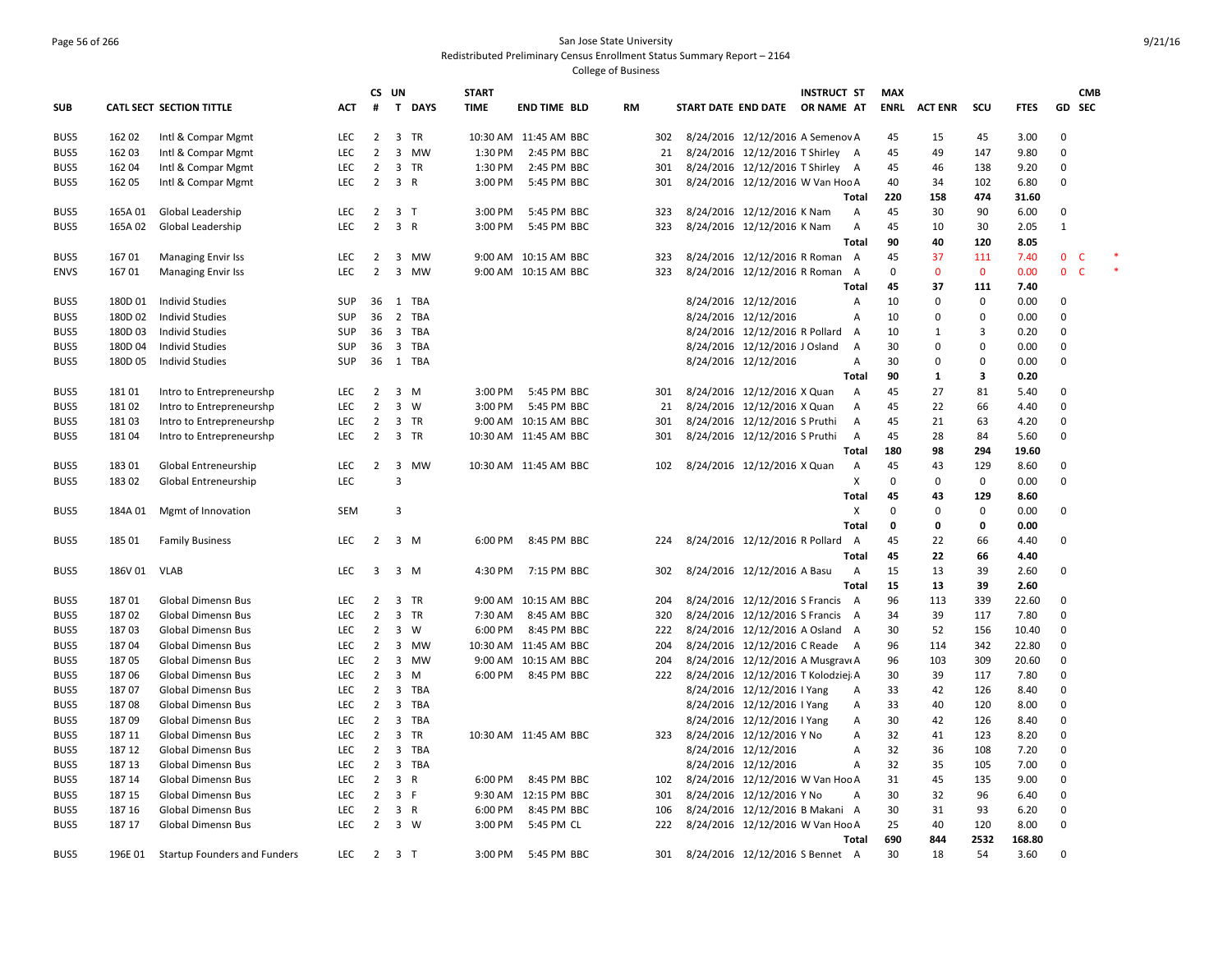San Jose State University

Redistributed Preliminary Census Enrollment Status Summary Report – 2164

College of Business

| SUB | CATL SECT | SECTION TITTLE | ACT | CS # | UN T | DAYS | START TIME | END TIME | BLD | RM | START DATE | END DATE | INSTRUCT OR NAME | ST AT | MAX ENRL | ACT ENR | SCU | FTES | GD | CMB SEC |
|---|---|---|---|---|---|---|---|---|---|---|---|---|---|---|---|---|---|---|---|---|
| BUS5 | 162 02 | Intl & Compar Mgmt | LEC | 2 | 3 | TR | 10:30 AM | 11:45 AM | BBC | 302 | 8/24/2016 | 12/12/2016 | A Semenov | A | 45 | 15 | 45 | 3.00 | 0 | |
| BUS5 | 162 03 | Intl & Compar Mgmt | LEC | 2 | 3 | MW | 1:30 PM | 2:45 PM | BBC | 21 | 8/24/2016 | 12/12/2016 | T Shirley | A | 45 | 49 | 147 | 9.80 | 0 | |
| BUS5 | 162 04 | Intl & Compar Mgmt | LEC | 2 | 3 | TR | 1:30 PM | 2:45 PM | BBC | 301 | 8/24/2016 | 12/12/2016 | T Shirley | A | 45 | 46 | 138 | 9.20 | 0 | |
| BUS5 | 162 05 | Intl & Compar Mgmt | LEC | 2 | 3 | R | 3:00 PM | 5:45 PM | BBC | 301 | 8/24/2016 | 12/12/2016 | W Van Hoo | A | 40 | 34 | 102 | 6.80 | 0 | |
| | | | | | | | | | | | | | | Total | 220 | 158 | 474 | 31.60 | | |
| BUS5 | 165A 01 | Global Leadership | LEC | 2 | 3 | T | 3:00 PM | 5:45 PM | BBC | 323 | 8/24/2016 | 12/12/2016 | K Nam | A | 45 | 30 | 90 | 6.00 | 0 | |
| BUS5 | 165A 02 | Global Leadership | LEC | 2 | 3 | R | 3:00 PM | 5:45 PM | BBC | 323 | 8/24/2016 | 12/12/2016 | K Nam | A | 45 | 10 | 30 | 2.05 | 1 | |
| | | | | | | | | | | | | | | Total | 90 | 40 | 120 | 8.05 | | |
| BUS5 | 167 01 | Managing Envir Iss | LEC | 2 | 3 | MW | 9:00 AM | 10:15 AM | BBC | 323 | 8/24/2016 | 12/12/2016 | R Roman | A | 45 | 37 | 111 | 7.40 | 0 | C * |
| ENVS | 167 01 | Managing Envir Iss | LEC | 2 | 3 | MW | 9:00 AM | 10:15 AM | BBC | 323 | 8/24/2016 | 12/12/2016 | R Roman | A | 0 | 0 | 0 | 0.00 | 0 | C * |
| | | | | | | | | | | | | | | Total | 45 | 37 | 111 | 7.40 | | |
| BUS5 | 180D 01 | Individ Studies | SUP | 36 | 1 | TBA | | | | | 8/24/2016 | 12/12/2016 | | A | 10 | 0 | 0 | 0.00 | 0 | |
| BUS5 | 180D 02 | Individ Studies | SUP | 36 | 2 | TBA | | | | | 8/24/2016 | 12/12/2016 | | A | 10 | 0 | 0 | 0.00 | 0 | |
| BUS5 | 180D 03 | Individ Studies | SUP | 36 | 3 | TBA | | | | | 8/24/2016 | 12/12/2016 | R Pollard | A | 10 | 1 | 3 | 0.20 | 0 | |
| BUS5 | 180D 04 | Individ Studies | SUP | 36 | 3 | TBA | | | | | 8/24/2016 | 12/12/2016 | J Osland | A | 30 | 0 | 0 | 0.00 | 0 | |
| BUS5 | 180D 05 | Individ Studies | SUP | 36 | 1 | TBA | | | | | 8/24/2016 | 12/12/2016 | | A | 30 | 0 | 0 | 0.00 | 0 | |
| | | | | | | | | | | | | | | Total | 90 | 1 | 3 | 0.20 | | |
| BUS5 | 181 01 | Intro to Entrepreneurshp | LEC | 2 | 3 | M | 3:00 PM | 5:45 PM | BBC | 301 | 8/24/2016 | 12/12/2016 | X Quan | A | 45 | 27 | 81 | 5.40 | 0 | |
| BUS5 | 181 02 | Intro to Entrepreneurshp | LEC | 2 | 3 | W | 3:00 PM | 5:45 PM | BBC | 21 | 8/24/2016 | 12/12/2016 | X Quan | A | 45 | 22 | 66 | 4.40 | 0 | |
| BUS5 | 181 03 | Intro to Entrepreneurshp | LEC | 2 | 3 | TR | 9:00 AM | 10:15 AM | BBC | 301 | 8/24/2016 | 12/12/2016 | S Pruthi | A | 45 | 21 | 63 | 4.20 | 0 | |
| BUS5 | 181 04 | Intro to Entrepreneurshp | LEC | 2 | 3 | TR | 10:30 AM | 11:45 AM | BBC | 301 | 8/24/2016 | 12/12/2016 | S Pruthi | A | 45 | 28 | 84 | 5.60 | 0 | |
| | | | | | | | | | | | | | | Total | 180 | 98 | 294 | 19.60 | | |
| BUS5 | 183 01 | Global Entreneurship | LEC | 2 | 3 | MW | 10:30 AM | 11:45 AM | BBC | 102 | 8/24/2016 | 12/12/2016 | X Quan | A | 45 | 43 | 129 | 8.60 | 0 | |
| BUS5 | 183 02 | Global Entreneurship | LEC | | 3 | | | | | | | | | X | 0 | 0 | 0 | 0.00 | 0 | |
| | | | | | | | | | | | | | | Total | 45 | 43 | 129 | 8.60 | | |
| BUS5 | 184A 01 | Mgmt of Innovation | SEM | | 3 | | | | | | | | | X | 0 | 0 | 0 | 0.00 | 0 | |
| | | | | | | | | | | | | | | Total | 0 | 0 | 0 | 0.00 | | |
| BUS5 | 185 01 | Family Business | LEC | 2 | 3 | M | 6:00 PM | 8:45 PM | BBC | 224 | 8/24/2016 | 12/12/2016 | R Pollard | A | 45 | 22 | 66 | 4.40 | 0 | |
| | | | | | | | | | | | | | | Total | 45 | 22 | 66 | 4.40 | | |
| BUS5 | 186V 01 | VLAB | LEC | 3 | 3 | M | 4:30 PM | 7:15 PM | BBC | 302 | 8/24/2016 | 12/12/2016 | A Basu | A | 15 | 13 | 39 | 2.60 | 0 | |
| | | | | | | | | | | | | | | Total | 15 | 13 | 39 | 2.60 | | |
| BUS5 | 187 01 | Global Dimensn Bus | LEC | 2 | 3 | TR | 9:00 AM | 10:15 AM | BBC | 204 | 8/24/2016 | 12/12/2016 | S Francis | A | 96 | 113 | 339 | 22.60 | 0 | |
| BUS5 | 187 02 | Global Dimensn Bus | LEC | 2 | 3 | TR | 7:30 AM | 8:45 AM | BBC | 320 | 8/24/2016 | 12/12/2016 | S Francis | A | 34 | 39 | 117 | 7.80 | 0 | |
| BUS5 | 187 03 | Global Dimensn Bus | LEC | 2 | 3 | W | 6:00 PM | 8:45 PM | BBC | 222 | 8/24/2016 | 12/12/2016 | A Osland | A | 30 | 52 | 156 | 10.40 | 0 | |
| BUS5 | 187 04 | Global Dimensn Bus | LEC | 2 | 3 | MW | 10:30 AM | 11:45 AM | BBC | 204 | 8/24/2016 | 12/12/2016 | C Reade | A | 96 | 114 | 342 | 22.80 | 0 | |
| BUS5 | 187 05 | Global Dimensn Bus | LEC | 2 | 3 | MW | 9:00 AM | 10:15 AM | BBC | 204 | 8/24/2016 | 12/12/2016 | A Musgrave | A | 96 | 103 | 309 | 20.60 | 0 | |
| BUS5 | 187 06 | Global Dimensn Bus | LEC | 2 | 3 | M | 6:00 PM | 8:45 PM | BBC | 222 | 8/24/2016 | 12/12/2016 | T Kolodziej | A | 30 | 39 | 117 | 7.80 | 0 | |
| BUS5 | 187 07 | Global Dimensn Bus | LEC | 2 | 3 | TBA | | | | | 8/24/2016 | 12/12/2016 | I Yang | A | 33 | 42 | 126 | 8.40 | 0 | |
| BUS5 | 187 08 | Global Dimensn Bus | LEC | 2 | 3 | TBA | | | | | 8/24/2016 | 12/12/2016 | I Yang | A | 33 | 40 | 120 | 8.00 | 0 | |
| BUS5 | 187 09 | Global Dimensn Bus | LEC | 2 | 3 | TBA | | | | | 8/24/2016 | 12/12/2016 | I Yang | A | 30 | 42 | 126 | 8.40 | 0 | |
| BUS5 | 187 11 | Global Dimensn Bus | LEC | 2 | 3 | TR | 10:30 AM | 11:45 AM | BBC | 323 | 8/24/2016 | 12/12/2016 | Y No | A | 32 | 41 | 123 | 8.20 | 0 | |
| BUS5 | 187 12 | Global Dimensn Bus | LEC | 2 | 3 | TBA | | | | | 8/24/2016 | 12/12/2016 | | A | 32 | 36 | 108 | 7.20 | 0 | |
| BUS5 | 187 13 | Global Dimensn Bus | LEC | 2 | 3 | TBA | | | | | 8/24/2016 | 12/12/2016 | | A | 32 | 35 | 105 | 7.00 | 0 | |
| BUS5 | 187 14 | Global Dimensn Bus | LEC | 2 | 3 | R | 6:00 PM | 8:45 PM | BBC | 102 | 8/24/2016 | 12/12/2016 | W Van Hoo | A | 31 | 45 | 135 | 9.00 | 0 | |
| BUS5 | 187 15 | Global Dimensn Bus | LEC | 2 | 3 | F | 9:30 AM | 12:15 PM | BBC | 301 | 8/24/2016 | 12/12/2016 | Y No | A | 30 | 32 | 96 | 6.40 | 0 | |
| BUS5 | 187 16 | Global Dimensn Bus | LEC | 2 | 3 | R | 6:00 PM | 8:45 PM | BBC | 106 | 8/24/2016 | 12/12/2016 | B Makani | A | 30 | 31 | 93 | 6.20 | 0 | |
| BUS5 | 187 17 | Global Dimensn Bus | LEC | 2 | 3 | W | 3:00 PM | 5:45 PM | CL | 222 | 8/24/2016 | 12/12/2016 | W Van Hoo | A | 25 | 40 | 120 | 8.00 | 0 | |
| | | | | | | | | | | | | | | Total | 690 | 844 | 2532 | 168.80 | | |
| BUS5 | 196E 01 | Startup Founders and Funders | LEC | 2 | 3 | T | 3:00 PM | 5:45 PM | BBC | 301 | 8/24/2016 | 12/12/2016 | S Bennet | A | 30 | 18 | 54 | 3.60 | 0 | |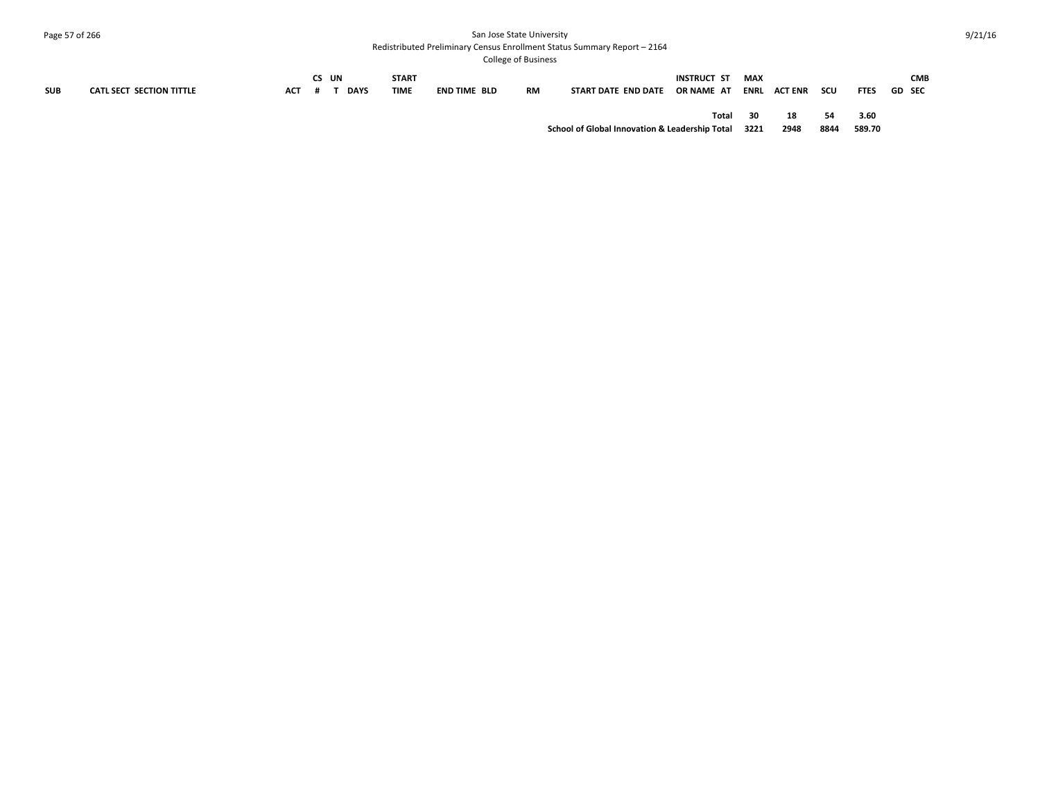| SUB | CATL SECT SECTION TITTLE | ACT | CS # | UN T | DAYS | START TIME | END TIME | BLD | RM | START DATE | END DATE | INSTRUCTOR NAME | ST AT | MAX ENRL | ACT ENR | SCU | FTES | GD | CMB SEC |
|---|---|---|---|---|---|---|---|---|---|---|---|---|---|---|---|---|---|---|---|
| | | | | | | | | | | | | | Total | 30 | 18 | 54 | 3.60 | | |
| | | | | | | | | | | School of Global Innovation & Leadership Total | | | | 3221 | 2948 | 8844 | 589.70 | | |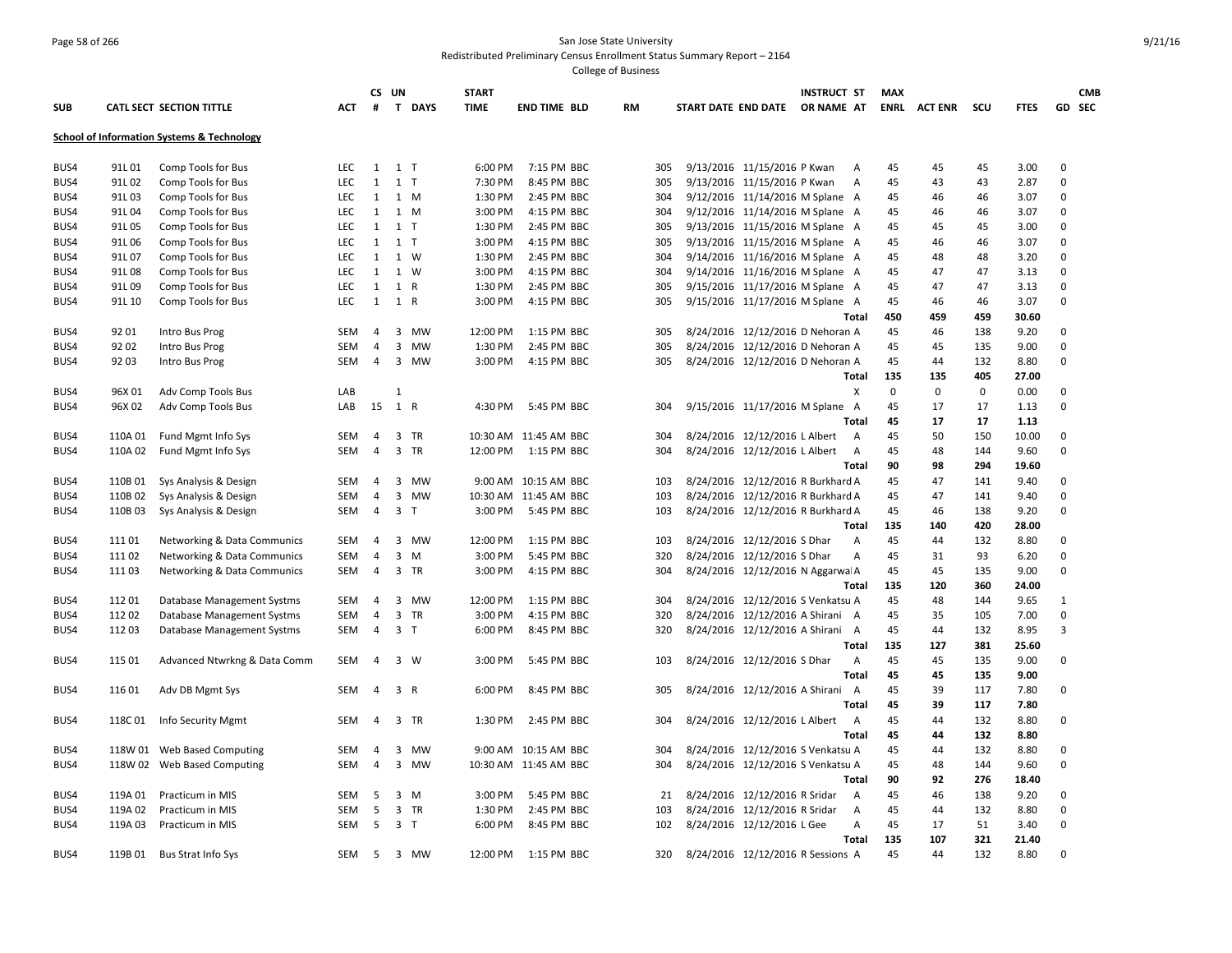San Jose State University

Redistributed Preliminary Census Enrollment Status Summary Report – 2164

College of Business

| SUB | CATL | SECT | SECTION TITTLE | ACT | CS # | UN T | DAYS | START TIME | END TIME | BLD | RM | START DATE | END DATE | INSTRUCT OR NAME | ST AT | MAX ENRL | ACT ENR | SCU | FTES | GD | CMB SEC |
|---|---|---|---|---|---|---|---|---|---|---|---|---|---|---|---|---|---|---|---|---|---|
| **School of Information Systems & Technology** | | | | | | | | | | | | | | | | | | | | | |
| BUS4 | 91L | 01 | Comp Tools for Bus | LEC | 1 | 1 | T | 6:00 PM | 7:15 PM | BBC | 305 | 9/13/2016 | 11/15/2016 | P Kwan | A | 45 | 45 | 45 | 3.00 | 0 | |
| BUS4 | 91L | 02 | Comp Tools for Bus | LEC | 1 | 1 | T | 7:30 PM | 8:45 PM | BBC | 305 | 9/13/2016 | 11/15/2016 | P Kwan | A | 45 | 43 | 43 | 2.87 | 0 | |
| BUS4 | 91L | 03 | Comp Tools for Bus | LEC | 1 | 1 | M | 1:30 PM | 2:45 PM | BBC | 304 | 9/12/2016 | 11/14/2016 | M Splane | A | 45 | 46 | 46 | 3.07 | 0 | |
| BUS4 | 91L | 04 | Comp Tools for Bus | LEC | 1 | 1 | M | 3:00 PM | 4:15 PM | BBC | 304 | 9/12/2016 | 11/14/2016 | M Splane | A | 45 | 46 | 46 | 3.07 | 0 | |
| BUS4 | 91L | 05 | Comp Tools for Bus | LEC | 1 | 1 | T | 1:30 PM | 2:45 PM | BBC | 305 | 9/13/2016 | 11/15/2016 | M Splane | A | 45 | 45 | 45 | 3.00 | 0 | |
| BUS4 | 91L | 06 | Comp Tools for Bus | LEC | 1 | 1 | T | 3:00 PM | 4:15 PM | BBC | 305 | 9/13/2016 | 11/15/2016 | M Splane | A | 45 | 46 | 46 | 3.07 | 0 | |
| BUS4 | 91L | 07 | Comp Tools for Bus | LEC | 1 | 1 | W | 1:30 PM | 2:45 PM | BBC | 304 | 9/14/2016 | 11/16/2016 | M Splane | A | 45 | 48 | 48 | 3.20 | 0 | |
| BUS4 | 91L | 08 | Comp Tools for Bus | LEC | 1 | 1 | W | 3:00 PM | 4:15 PM | BBC | 304 | 9/14/2016 | 11/16/2016 | M Splane | A | 45 | 47 | 47 | 3.13 | 0 | |
| BUS4 | 91L | 09 | Comp Tools for Bus | LEC | 1 | 1 | R | 1:30 PM | 2:45 PM | BBC | 305 | 9/15/2016 | 11/17/2016 | M Splane | A | 45 | 47 | 47 | 3.13 | 0 | |
| BUS4 | 91L | 10 | Comp Tools for Bus | LEC | 1 | 1 | R | 3:00 PM | 4:15 PM | BBC | 305 | 9/15/2016 | 11/17/2016 | M Splane | A | 45 | 46 | 46 | 3.07 | 0 | |
| | | | | | | | | | | | | | | | **Total** | **450** | **459** | **459** | **30.60** | | |
| BUS4 | 92 | 01 | Intro Bus Prog | SEM | 4 | 3 | MW | 12:00 PM | 1:15 PM | BBC | 305 | 8/24/2016 | 12/12/2016 | D Nehoran | A | 45 | 46 | 138 | 9.20 | 0 | |
| BUS4 | 92 | 02 | Intro Bus Prog | SEM | 4 | 3 | MW | 1:30 PM | 2:45 PM | BBC | 305 | 8/24/2016 | 12/12/2016 | D Nehoran | A | 45 | 45 | 135 | 9.00 | 0 | |
| BUS4 | 92 | 03 | Intro Bus Prog | SEM | 4 | 3 | MW | 3:00 PM | 4:15 PM | BBC | 305 | 8/24/2016 | 12/12/2016 | D Nehoran | A | 45 | 44 | 132 | 8.80 | 0 | |
| | | | | | | | | | | | | | | | **Total** | **135** | **135** | **405** | **27.00** | | |
| BUS4 | 96X | 01 | Adv Comp Tools Bus | LAB | | 1 | | | | | | | | | X | 0 | 0 | 0 | 0.00 | 0 | |
| BUS4 | 96X | 02 | Adv Comp Tools Bus | LAB | 15 | 1 | R | 4:30 PM | 5:45 PM | BBC | 304 | 9/15/2016 | 11/17/2016 | M Splane | A | 45 | 17 | 17 | 1.13 | 0 | |
| | | | | | | | | | | | | | | | **Total** | **45** | **17** | **17** | **1.13** | | |
| BUS4 | 110A | 01 | Fund Mgmt Info Sys | SEM | 4 | 3 | TR | 10:30 AM | 11:45 AM | BBC | 304 | 8/24/2016 | 12/12/2016 | L Albert | A | 45 | 50 | 150 | 10.00 | 0 | |
| BUS4 | 110A | 02 | Fund Mgmt Info Sys | SEM | 4 | 3 | TR | 12:00 PM | 1:15 PM | BBC | 304 | 8/24/2016 | 12/12/2016 | L Albert | A | 45 | 48 | 144 | 9.60 | 0 | |
| | | | | | | | | | | | | | | | **Total** | **90** | **98** | **294** | **19.60** | | |
| BUS4 | 110B | 01 | Sys Analysis & Design | SEM | 4 | 3 | MW | 9:00 AM | 10:15 AM | BBC | 103 | 8/24/2016 | 12/12/2016 | R Burkhard | A | 45 | 47 | 141 | 9.40 | 0 | |
| BUS4 | 110B | 02 | Sys Analysis & Design | SEM | 4 | 3 | MW | 10:30 AM | 11:45 AM | BBC | 103 | 8/24/2016 | 12/12/2016 | R Burkhard | A | 45 | 47 | 141 | 9.40 | 0 | |
| BUS4 | 110B | 03 | Sys Analysis & Design | SEM | 4 | 3 | T | 3:00 PM | 5:45 PM | BBC | 103 | 8/24/2016 | 12/12/2016 | R Burkhard | A | 45 | 46 | 138 | 9.20 | 0 | |
| | | | | | | | | | | | | | | | **Total** | **135** | **140** | **420** | **28.00** | | |
| BUS4 | 111 | 01 | Networking & Data Communics | SEM | 4 | 3 | MW | 12:00 PM | 1:15 PM | BBC | 103 | 8/24/2016 | 12/12/2016 | S Dhar | A | 45 | 44 | 132 | 8.80 | 0 | |
| BUS4 | 111 | 02 | Networking & Data Communics | SEM | 4 | 3 | M | 3:00 PM | 5:45 PM | BBC | 320 | 8/24/2016 | 12/12/2016 | S Dhar | A | 45 | 31 | 93 | 6.20 | 0 | |
| BUS4 | 111 | 03 | Networking & Data Communics | SEM | 4 | 3 | TR | 3:00 PM | 4:15 PM | BBC | 304 | 8/24/2016 | 12/12/2016 | N Aggarwal | A | 45 | 45 | 135 | 9.00 | 0 | |
| | | | | | | | | | | | | | | | **Total** | **135** | **120** | **360** | **24.00** | | |
| BUS4 | 112 | 01 | Database Management Systms | SEM | 4 | 3 | MW | 12:00 PM | 1:15 PM | BBC | 304 | 8/24/2016 | 12/12/2016 | S Venkatsu | A | 45 | 48 | 144 | 9.65 | 1 | |
| BUS4 | 112 | 02 | Database Management Systms | SEM | 4 | 3 | TR | 3:00 PM | 4:15 PM | BBC | 320 | 8/24/2016 | 12/12/2016 | A Shirani | A | 45 | 35 | 105 | 7.00 | 0 | |
| BUS4 | 112 | 03 | Database Management Systms | SEM | 4 | 3 | T | 6:00 PM | 8:45 PM | BBC | 320 | 8/24/2016 | 12/12/2016 | A Shirani | A | 45 | 44 | 132 | 8.95 | 3 | |
| | | | | | | | | | | | | | | | **Total** | **135** | **127** | **381** | **25.60** | | |
| BUS4 | 115 | 01 | Advanced Ntwrkng & Data Comm | SEM | 4 | 3 | W | 3:00 PM | 5:45 PM | BBC | 103 | 8/24/2016 | 12/12/2016 | S Dhar | A | 45 | 45 | 135 | 9.00 | 0 | |
| | | | | | | | | | | | | | | | **Total** | **45** | **45** | **135** | **9.00** | | |
| BUS4 | 116 | 01 | Adv DB Mgmt Sys | SEM | 4 | 3 | R | 6:00 PM | 8:45 PM | BBC | 305 | 8/24/2016 | 12/12/2016 | A Shirani | A | 45 | 39 | 117 | 7.80 | 0 | |
| | | | | | | | | | | | | | | | **Total** | **45** | **39** | **117** | **7.80** | | |
| BUS4 | 118C | 01 | Info Security Mgmt | SEM | 4 | 3 | TR | 1:30 PM | 2:45 PM | BBC | 304 | 8/24/2016 | 12/12/2016 | L Albert | A | 45 | 44 | 132 | 8.80 | 0 | |
| | | | | | | | | | | | | | | | **Total** | **45** | **44** | **132** | **8.80** | | |
| BUS4 | 118W | 01 | Web Based Computing | SEM | 4 | 3 | MW | 9:00 AM | 10:15 AM | BBC | 304 | 8/24/2016 | 12/12/2016 | S Venkatsu | A | 45 | 44 | 132 | 8.80 | 0 | |
| BUS4 | 118W | 02 | Web Based Computing | SEM | 4 | 3 | MW | 10:30 AM | 11:45 AM | BBC | 304 | 8/24/2016 | 12/12/2016 | S Venkatsu | A | 45 | 48 | 144 | 9.60 | 0 | |
| | | | | | | | | | | | | | | | **Total** | **90** | **92** | **276** | **18.40** | | |
| BUS4 | 119A | 01 | Practicum in MIS | SEM | 5 | 3 | M | 3:00 PM | 5:45 PM | BBC | 21 | 8/24/2016 | 12/12/2016 | R Sridar | A | 45 | 46 | 138 | 9.20 | 0 | |
| BUS4 | 119A | 02 | Practicum in MIS | SEM | 5 | 3 | TR | 1:30 PM | 2:45 PM | BBC | 103 | 8/24/2016 | 12/12/2016 | R Sridar | A | 45 | 44 | 132 | 8.80 | 0 | |
| BUS4 | 119A | 03 | Practicum in MIS | SEM | 5 | 3 | T | 6:00 PM | 8:45 PM | BBC | 102 | 8/24/2016 | 12/12/2016 | L Gee | A | 45 | 17 | 51 | 3.40 | 0 | |
| | | | | | | | | | | | | | | | **Total** | **135** | **107** | **321** | **21.40** | | |
| BUS4 | 119B | 01 | Bus Strat Info Sys | SEM | 5 | 3 | MW | 12:00 PM | 1:15 PM | BBC | 320 | 8/24/2016 | 12/12/2016 | R Sessions | A | 45 | 44 | 132 | 8.80 | 0 | |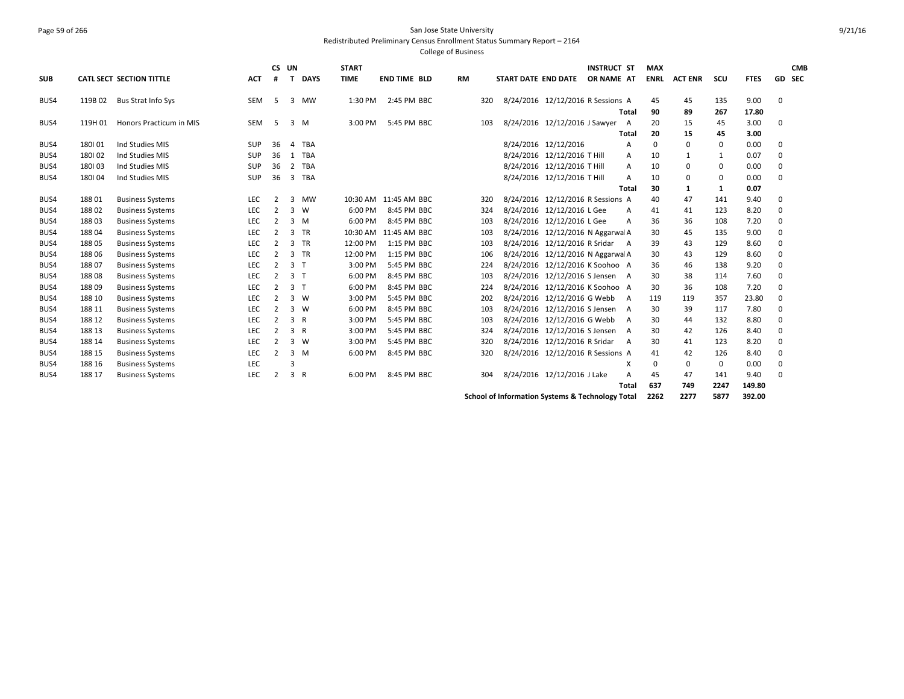San Jose State University
Redistributed Preliminary Census Enrollment Status Summary Report – 2164
College of Business

| SUB | CATL SECT | SECTION TITTLE | ACT | CS # | UN T | DAYS | START TIME | END TIME | BLD | RM | START DATE | END DATE | INSTRUCT OR NAME | ST AT | MAX ENRL | ACT ENR | SCU | FTES | GD | CMB SEC |
|---|---|---|---|---|---|---|---|---|---|---|---|---|---|---|---|---|---|---|---|---|
| BUS4 | 119B 02 | Bus Strat Info Sys | SEM | 5 | 3 | MW | 1:30 PM | 2:45 PM | BBC | 320 | 8/24/2016 | 12/12/2016 | R Sessions | A | 45 | 45 | 135 | 9.00 | 0 | |
| | | | | | | | | | | | | | | Total | 90 | 89 | 267 | 17.80 | | |
| BUS4 | 119H 01 | Honors Practicum in MIS | SEM | 5 | 3 | M | 3:00 PM | 5:45 PM | BBC | 103 | 8/24/2016 | 12/12/2016 | J Sawyer | A | 20 | 15 | 45 | 3.00 | 0 | |
| | | | | | | | | | | | | | | Total | 20 | 15 | 45 | 3.00 | | |
| BUS4 | 180I 01 | Ind Studies MIS | SUP | 36 | 4 | TBA | | | | | 8/24/2016 | 12/12/2016 | | A | 0 | 0 | 0 | 0.00 | 0 | |
| BUS4 | 180I 02 | Ind Studies MIS | SUP | 36 | 1 | TBA | | | | | 8/24/2016 | 12/12/2016 | T Hill | A | 10 | 1 | 1 | 0.07 | 0 | |
| BUS4 | 180I 03 | Ind Studies MIS | SUP | 36 | 2 | TBA | | | | | 8/24/2016 | 12/12/2016 | T Hill | A | 10 | 0 | 0 | 0.00 | 0 | |
| BUS4 | 180I 04 | Ind Studies MIS | SUP | 36 | 3 | TBA | | | | | 8/24/2016 | 12/12/2016 | T Hill | A | 10 | 0 | 0 | 0.00 | 0 | |
| | | | | | | | | | | | | | | Total | 30 | 1 | 1 | 0.07 | | |
| BUS4 | 188 01 | Business Systems | LEC | 2 | 3 | MW | 10:30 AM | 11:45 AM | BBC | 320 | 8/24/2016 | 12/12/2016 | R Sessions | A | 40 | 47 | 141 | 9.40 | 0 | |
| BUS4 | 188 02 | Business Systems | LEC | 2 | 3 | W | 6:00 PM | 8:45 PM | BBC | 324 | 8/24/2016 | 12/12/2016 | L Gee | A | 41 | 41 | 123 | 8.20 | 0 | |
| BUS4 | 188 03 | Business Systems | LEC | 2 | 3 | M | 6:00 PM | 8:45 PM | BBC | 103 | 8/24/2016 | 12/12/2016 | L Gee | A | 36 | 36 | 108 | 7.20 | 0 | |
| BUS4 | 188 04 | Business Systems | LEC | 2 | 3 | TR | 10:30 AM | 11:45 AM | BBC | 103 | 8/24/2016 | 12/12/2016 | N Aggarwal | A | 30 | 45 | 135 | 9.00 | 0 | |
| BUS4 | 188 05 | Business Systems | LEC | 2 | 3 | TR | 12:00 PM | 1:15 PM | BBC | 103 | 8/24/2016 | 12/12/2016 | R Sridar | A | 39 | 43 | 129 | 8.60 | 0 | |
| BUS4 | 188 06 | Business Systems | LEC | 2 | 3 | TR | 12:00 PM | 1:15 PM | BBC | 106 | 8/24/2016 | 12/12/2016 | N Aggarwal | A | 30 | 43 | 129 | 8.60 | 0 | |
| BUS4 | 188 07 | Business Systems | LEC | 2 | 3 | T | 3:00 PM | 5:45 PM | BBC | 224 | 8/24/2016 | 12/12/2016 | K Soohoo | A | 36 | 46 | 138 | 9.20 | 0 | |
| BUS4 | 188 08 | Business Systems | LEC | 2 | 3 | T | 6:00 PM | 8:45 PM | BBC | 103 | 8/24/2016 | 12/12/2016 | S Jensen | A | 30 | 38 | 114 | 7.60 | 0 | |
| BUS4 | 188 09 | Business Systems | LEC | 2 | 3 | T | 6:00 PM | 8:45 PM | BBC | 224 | 8/24/2016 | 12/12/2016 | K Soohoo | A | 30 | 36 | 108 | 7.20 | 0 | |
| BUS4 | 188 10 | Business Systems | LEC | 2 | 3 | W | 3:00 PM | 5:45 PM | BBC | 202 | 8/24/2016 | 12/12/2016 | G Webb | A | 119 | 119 | 357 | 23.80 | 0 | |
| BUS4 | 188 11 | Business Systems | LEC | 2 | 3 | W | 6:00 PM | 8:45 PM | BBC | 103 | 8/24/2016 | 12/12/2016 | S Jensen | A | 30 | 39 | 117 | 7.80 | 0 | |
| BUS4 | 188 12 | Business Systems | LEC | 2 | 3 | R | 3:00 PM | 5:45 PM | BBC | 103 | 8/24/2016 | 12/12/2016 | G Webb | A | 30 | 44 | 132 | 8.80 | 0 | |
| BUS4 | 188 13 | Business Systems | LEC | 2 | 3 | R | 3:00 PM | 5:45 PM | BBC | 324 | 8/24/2016 | 12/12/2016 | S Jensen | A | 30 | 42 | 126 | 8.40 | 0 | |
| BUS4 | 188 14 | Business Systems | LEC | 2 | 3 | W | 3:00 PM | 5:45 PM | BBC | 320 | 8/24/2016 | 12/12/2016 | R Sridar | A | 30 | 41 | 123 | 8.20 | 0 | |
| BUS4 | 188 15 | Business Systems | LEC | 2 | 3 | M | 6:00 PM | 8:45 PM | BBC | 320 | 8/24/2016 | 12/12/2016 | R Sessions | A | 41 | 42 | 126 | 8.40 | 0 | |
| BUS4 | 188 16 | Business Systems | LEC | | 3 | | | | | | | | | X | 0 | 0 | 0 | 0.00 | 0 | |
| BUS4 | 188 17 | Business Systems | LEC | 2 | 3 | R | 6:00 PM | 8:45 PM | BBC | 304 | 8/24/2016 | 12/12/2016 | J Lake | A | 45 | 47 | 141 | 9.40 | 0 | |
| | | | | | | | | | | | | | | Total | 637 | 749 | 2247 | 149.80 | | |
| | | | | | | | | | | | | | School of Information Systems & Technology Total | | 2262 | 2277 | 5877 | 392.00 | | |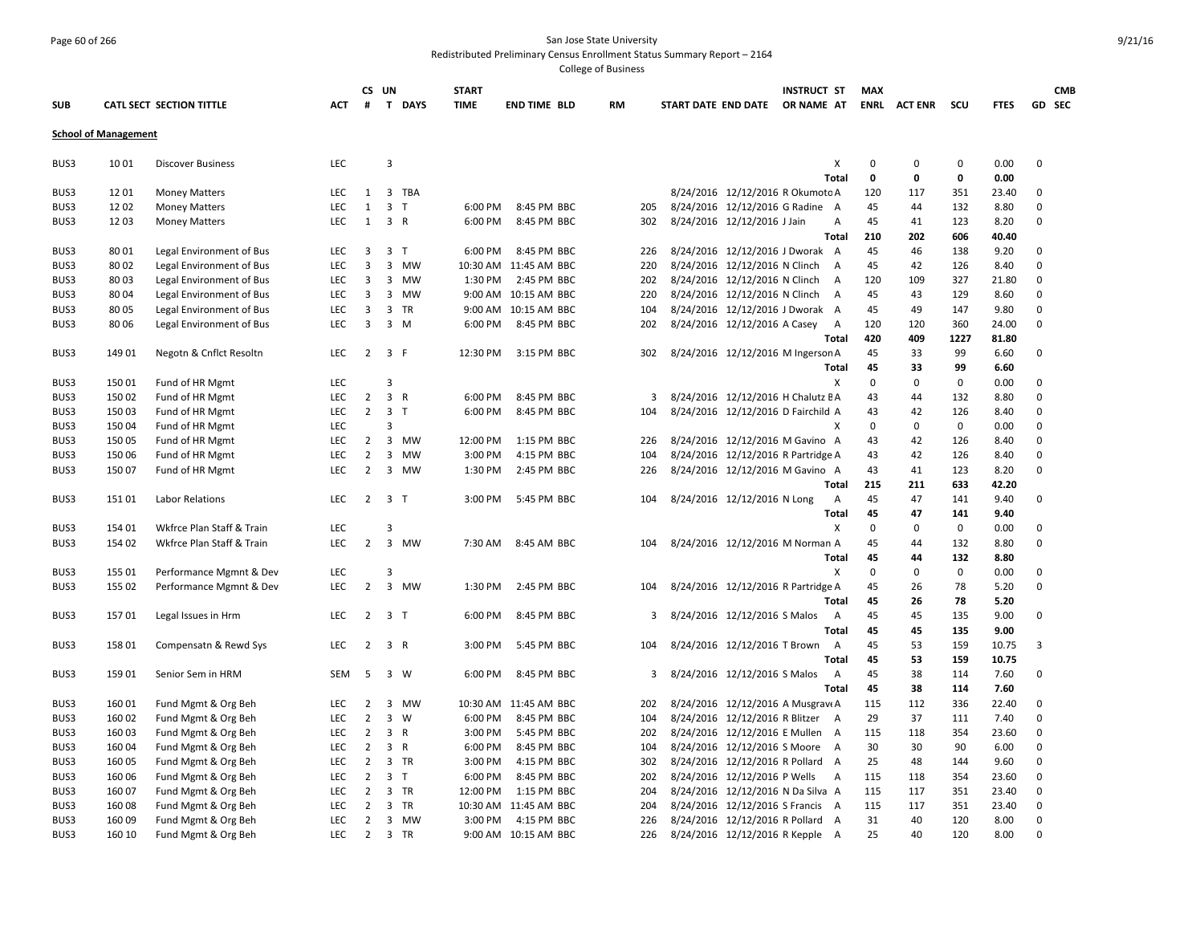San Jose State University

Redistributed Preliminary Census Enrollment Status Summary Report – 2164

College of Business

| SUB | CATL SECT | SECTION TITTLE | ACT | CS # | UN T | DAYS | START TIME | END TIME | BLD | RM | START DATE | END DATE | INSTRUCT OR NAME | ST AT | MAX ENRL | ACT ENR | SCU | FTES | GD | CMB SEC |
|---|---|---|---|---|---|---|---|---|---|---|---|---|---|---|---|---|---|---|---|---|
| **School of Management** | | | | | | | | | | | | | | | | | | | | |
| BUS3 | 10 01 | Discover Business | LEC | | 3 | | | | | | | | | X | 0 | 0 | 0 | 0.00 | 0 | |
| | | | | | | | | | | | | | | **Total** | **0** | **0** | **0** | **0.00** | | |
| BUS3 | 12 01 | Money Matters | LEC | 1 | 3 | TBA | | | | | 8/24/2016 | 12/12/2016 | R Okumoto | A | 120 | 117 | 351 | 23.40 | 0 | |
| BUS3 | 12 02 | Money Matters | LEC | 1 | 3 | T | 6:00 PM | 8:45 PM | BBC | 205 | 8/24/2016 | 12/12/2016 | G Radine | A | 45 | 44 | 132 | 8.80 | 0 | |
| BUS3 | 12 03 | Money Matters | LEC | 1 | 3 | R | 6:00 PM | 8:45 PM | BBC | 302 | 8/24/2016 | 12/12/2016 | J Jain | A | 45 | 41 | 123 | 8.20 | 0 | |
| | | | | | | | | | | | | | | **Total** | **210** | **202** | **606** | **40.40** | | |
| BUS3 | 80 01 | Legal Environment of Bus | LEC | 3 | 3 | T | 6:00 PM | 8:45 PM | BBC | 226 | 8/24/2016 | 12/12/2016 | J Dworak | A | 45 | 46 | 138 | 9.20 | 0 | |
| BUS3 | 80 02 | Legal Environment of Bus | LEC | 3 | 3 | MW | 10:30 AM | 11:45 AM | BBC | 220 | 8/24/2016 | 12/12/2016 | N Clinch | A | 45 | 42 | 126 | 8.40 | 0 | |
| BUS3 | 80 03 | Legal Environment of Bus | LEC | 3 | 3 | MW | 1:30 PM | 2:45 PM | BBC | 202 | 8/24/2016 | 12/12/2016 | N Clinch | A | 120 | 109 | 327 | 21.80 | 0 | |
| BUS3 | 80 04 | Legal Environment of Bus | LEC | 3 | 3 | MW | 9:00 AM | 10:15 AM | BBC | 220 | 8/24/2016 | 12/12/2016 | N Clinch | A | 45 | 43 | 129 | 8.60 | 0 | |
| BUS3 | 80 05 | Legal Environment of Bus | LEC | 3 | 3 | TR | 9:00 AM | 10:15 AM | BBC | 104 | 8/24/2016 | 12/12/2016 | J Dworak | A | 45 | 49 | 147 | 9.80 | 0 | |
| BUS3 | 80 06 | Legal Environment of Bus | LEC | 3 | 3 | M | 6:00 PM | 8:45 PM | BBC | 202 | 8/24/2016 | 12/12/2016 | A Casey | A | 120 | 120 | 360 | 24.00 | 0 | |
| | | | | | | | | | | | | | | **Total** | **420** | **409** | **1227** | **81.80** | | |
| BUS3 | 149 01 | Negotn & Cnflct Resoltn | LEC | 2 | 3 | F | 12:30 PM | 3:15 PM | BBC | 302 | 8/24/2016 | 12/12/2016 | M Ingerson | A | 45 | 33 | 99 | 6.60 | 0 | |
| | | | | | | | | | | | | | | **Total** | **45** | **33** | **99** | **6.60** | | |
| BUS3 | 150 01 | Fund of HR Mgmt | LEC | | 3 | | | | | | | | | X | 0 | 0 | 0 | 0.00 | 0 | |
| BUS3 | 150 02 | Fund of HR Mgmt | LEC | 2 | 3 | R | 6:00 PM | 8:45 PM | BBC | 3 | 8/24/2016 | 12/12/2016 | H Chalutz B | A | 43 | 44 | 132 | 8.80 | 0 | |
| BUS3 | 150 03 | Fund of HR Mgmt | LEC | 2 | 3 | T | 6:00 PM | 8:45 PM | BBC | 104 | 8/24/2016 | 12/12/2016 | D Fairchild | A | 43 | 42 | 126 | 8.40 | 0 | |
| BUS3 | 150 04 | Fund of HR Mgmt | LEC | | 3 | | | | | | | | | X | 0 | 0 | 0 | 0.00 | 0 | |
| BUS3 | 150 05 | Fund of HR Mgmt | LEC | 2 | 3 | MW | 12:00 PM | 1:15 PM | BBC | 226 | 8/24/2016 | 12/12/2016 | M Gavino | A | 43 | 42 | 126 | 8.40 | 0 | |
| BUS3 | 150 06 | Fund of HR Mgmt | LEC | 2 | 3 | MW | 3:00 PM | 4:15 PM | BBC | 104 | 8/24/2016 | 12/12/2016 | R Partridge | A | 43 | 42 | 126 | 8.40 | 0 | |
| BUS3 | 150 07 | Fund of HR Mgmt | LEC | 2 | 3 | MW | 1:30 PM | 2:45 PM | BBC | 226 | 8/24/2016 | 12/12/2016 | M Gavino | A | 43 | 41 | 123 | 8.20 | 0 | |
| | | | | | | | | | | | | | | **Total** | **215** | **211** | **633** | **42.20** | | |
| BUS3 | 151 01 | Labor Relations | LEC | 2 | 3 | T | 3:00 PM | 5:45 PM | BBC | 104 | 8/24/2016 | 12/12/2016 | N Long | A | 45 | 47 | 141 | 9.40 | 0 | |
| | | | | | | | | | | | | | | **Total** | **45** | **47** | **141** | **9.40** | | |
| BUS3 | 154 01 | Wkfrce Plan Staff & Train | LEC | | 3 | | | | | | | | | X | 0 | 0 | 0 | 0.00 | 0 | |
| BUS3 | 154 02 | Wkfrce Plan Staff & Train | LEC | 2 | 3 | MW | 7:30 AM | 8:45 AM | BBC | 104 | 8/24/2016 | 12/12/2016 | M Norman | A | 45 | 44 | 132 | 8.80 | 0 | |
| | | | | | | | | | | | | | | **Total** | **45** | **44** | **132** | **8.80** | | |
| BUS3 | 155 01 | Performance Mgmnt & Dev | LEC | | 3 | | | | | | | | | X | 0 | 0 | 0 | 0.00 | 0 | |
| BUS3 | 155 02 | Performance Mgmnt & Dev | LEC | 2 | 3 | MW | 1:30 PM | 2:45 PM | BBC | 104 | 8/24/2016 | 12/12/2016 | R Partridge | A | 45 | 26 | 78 | 5.20 | 0 | |
| | | | | | | | | | | | | | | **Total** | **45** | **26** | **78** | **5.20** | | |
| BUS3 | 157 01 | Legal Issues in Hrm | LEC | 2 | 3 | T | 6:00 PM | 8:45 PM | BBC | 3 | 8/24/2016 | 12/12/2016 | S Malos | A | 45 | 45 | 135 | 9.00 | 0 | |
| | | | | | | | | | | | | | | **Total** | **45** | **45** | **135** | **9.00** | | |
| BUS3 | 158 01 | Compensatn & Rewd Sys | LEC | 2 | 3 | R | 3:00 PM | 5:45 PM | BBC | 104 | 8/24/2016 | 12/12/2016 | T Brown | A | 45 | 53 | 159 | 10.75 | 3 | |
| | | | | | | | | | | | | | | **Total** | **45** | **53** | **159** | **10.75** | | |
| BUS3 | 159 01 | Senior Sem in HRM | SEM | 5 | 3 | W | 6:00 PM | 8:45 PM | BBC | 3 | 8/24/2016 | 12/12/2016 | S Malos | A | 45 | 38 | 114 | 7.60 | 0 | |
| | | | | | | | | | | | | | | **Total** | **45** | **38** | **114** | **7.60** | | |
| BUS3 | 160 01 | Fund Mgmt & Org Beh | LEC | 2 | 3 | MW | 10:30 AM | 11:45 AM | BBC | 202 | 8/24/2016 | 12/12/2016 | A Musgrave | A | 115 | 112 | 336 | 22.40 | 0 | |
| BUS3 | 160 02 | Fund Mgmt & Org Beh | LEC | 2 | 3 | W | 6:00 PM | 8:45 PM | BBC | 104 | 8/24/2016 | 12/12/2016 | R Blitzer | A | 29 | 37 | 111 | 7.40 | 0 | |
| BUS3 | 160 03 | Fund Mgmt & Org Beh | LEC | 2 | 3 | R | 3:00 PM | 5:45 PM | BBC | 202 | 8/24/2016 | 12/12/2016 | E Mullen | A | 115 | 118 | 354 | 23.60 | 0 | |
| BUS3 | 160 04 | Fund Mgmt & Org Beh | LEC | 2 | 3 | R | 6:00 PM | 8:45 PM | BBC | 104 | 8/24/2016 | 12/12/2016 | S Moore | A | 30 | 30 | 90 | 6.00 | 0 | |
| BUS3 | 160 05 | Fund Mgmt & Org Beh | LEC | 2 | 3 | TR | 3:00 PM | 4:15 PM | BBC | 302 | 8/24/2016 | 12/12/2016 | R Pollard | A | 25 | 48 | 144 | 9.60 | 0 | |
| BUS3 | 160 06 | Fund Mgmt & Org Beh | LEC | 2 | 3 | T | 6:00 PM | 8:45 PM | BBC | 202 | 8/24/2016 | 12/12/2016 | P Wells | A | 115 | 118 | 354 | 23.60 | 0 | |
| BUS3 | 160 07 | Fund Mgmt & Org Beh | LEC | 2 | 3 | TR | 12:00 PM | 1:15 PM | BBC | 204 | 8/24/2016 | 12/12/2016 | N Da Silva | A | 115 | 117 | 351 | 23.40 | 0 | |
| BUS3 | 160 08 | Fund Mgmt & Org Beh | LEC | 2 | 3 | TR | 10:30 AM | 11:45 AM | BBC | 204 | 8/24/2016 | 12/12/2016 | S Francis | A | 115 | 117 | 351 | 23.40 | 0 | |
| BUS3 | 160 09 | Fund Mgmt & Org Beh | LEC | 2 | 3 | MW | 3:00 PM | 4:15 PM | BBC | 226 | 8/24/2016 | 12/12/2016 | R Pollard | A | 31 | 40 | 120 | 8.00 | 0 | |
| BUS3 | 160 10 | Fund Mgmt & Org Beh | LEC | 2 | 3 | TR | 9:00 AM | 10:15 AM | BBC | 226 | 8/24/2016 | 12/12/2016 | R Kepple | A | 25 | 40 | 120 | 8.00 | 0 | |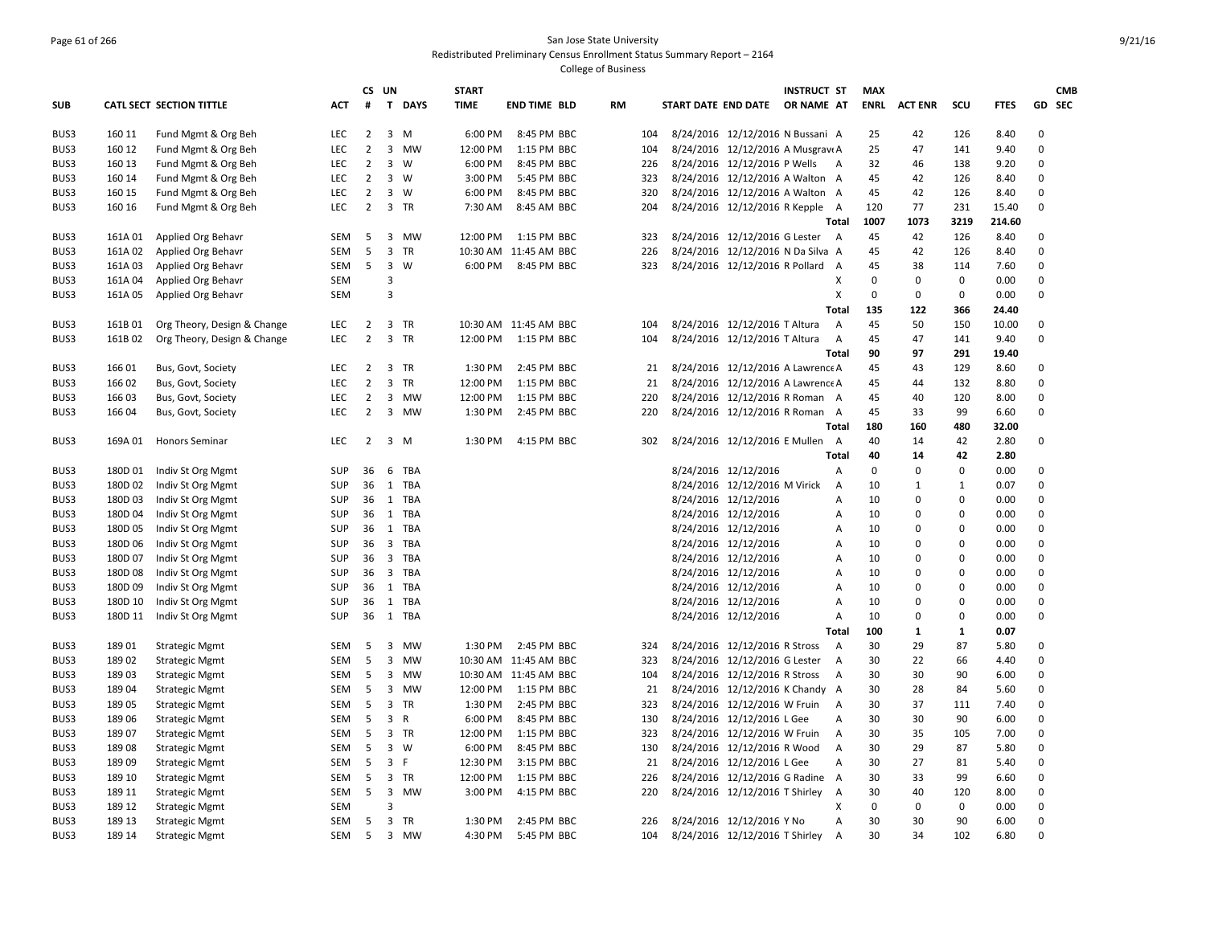San Jose State University

Redistributed Preliminary Census Enrollment Status Summary Report – 2164

College of Business

| SUB | CATL SECT | SECTION TITTLE | ACT | CS # | UN T | DAYS | START TIME | END TIME | BLD | RM | START DATE | END DATE | INSTRUCT OR NAME | ST AT | MAX ENRL | ACT ENR | SCU | FTES | GD | CMB SEC |
|---|---|---|---|---|---|---|---|---|---|---|---|---|---|---|---|---|---|---|---|---|
| BUS3 | 160 11 | Fund Mgmt & Org Beh | LEC | 2 | 3 | M | 6:00 PM | 8:45 PM | BBC | 104 | 8/24/2016 | 12/12/2016 | N Bussani | A | 25 | 42 | 126 | 8.40 | 0 | |
| BUS3 | 160 12 | Fund Mgmt & Org Beh | LEC | 2 | 3 | MW | 12:00 PM | 1:15 PM | BBC | 104 | 8/24/2016 | 12/12/2016 | A Musgrave | A | 25 | 47 | 141 | 9.40 | 0 | |
| BUS3 | 160 13 | Fund Mgmt & Org Beh | LEC | 2 | 3 | W | 6:00 PM | 8:45 PM | BBC | 226 | 8/24/2016 | 12/12/2016 | P Wells | A | 32 | 46 | 138 | 9.20 | 0 | |
| BUS3 | 160 14 | Fund Mgmt & Org Beh | LEC | 2 | 3 | W | 3:00 PM | 5:45 PM | BBC | 323 | 8/24/2016 | 12/12/2016 | A Walton | A | 45 | 42 | 126 | 8.40 | 0 | |
| BUS3 | 160 15 | Fund Mgmt & Org Beh | LEC | 2 | 3 | W | 6:00 PM | 8:45 PM | BBC | 320 | 8/24/2016 | 12/12/2016 | A Walton | A | 45 | 42 | 126 | 8.40 | 0 | |
| BUS3 | 160 16 | Fund Mgmt & Org Beh | LEC | 2 | 3 | TR | 7:30 AM | 8:45 AM | BBC | 204 | 8/24/2016 | 12/12/2016 | R Kepple | A | 120 | 77 | 231 | 15.40 | 0 | |
| | | | | | | | | | | | | | | Total | 1007 | 1073 | 3219 | 214.60 | | |
| BUS3 | 161A 01 | Applied Org Behavr | SEM | 5 | 3 | MW | 12:00 PM | 1:15 PM | BBC | 323 | 8/24/2016 | 12/12/2016 | G Lester | A | 45 | 42 | 126 | 8.40 | 0 | |
| BUS3 | 161A 02 | Applied Org Behavr | SEM | 5 | 3 | TR | 10:30 AM | 11:45 AM | BBC | 226 | 8/24/2016 | 12/12/2016 | N Da Silva | A | 45 | 42 | 126 | 8.40 | 0 | |
| BUS3 | 161A 03 | Applied Org Behavr | SEM | 5 | 3 | W | 6:00 PM | 8:45 PM | BBC | 323 | 8/24/2016 | 12/12/2016 | R Pollard | A | 45 | 38 | 114 | 7.60 | 0 | |
| BUS3 | 161A 04 | Applied Org Behavr | SEM | | 3 | | | | | | | | | X | 0 | 0 | 0 | 0.00 | 0 | |
| BUS3 | 161A 05 | Applied Org Behavr | SEM | | 3 | | | | | | | | | X | 0 | 0 | 0 | 0.00 | 0 | |
| | | | | | | | | | | | | | | Total | 135 | 122 | 366 | 24.40 | | |
| BUS3 | 161B 01 | Org Theory, Design & Change | LEC | 2 | 3 | TR | 10:30 AM | 11:45 AM | BBC | 104 | 8/24/2016 | 12/12/2016 | T Altura | A | 45 | 50 | 150 | 10.00 | 0 | |
| BUS3 | 161B 02 | Org Theory, Design & Change | LEC | 2 | 3 | TR | 12:00 PM | 1:15 PM | BBC | 104 | 8/24/2016 | 12/12/2016 | T Altura | A | 45 | 47 | 141 | 9.40 | 0 | |
| | | | | | | | | | | | | | | Total | 90 | 97 | 291 | 19.40 | | |
| BUS3 | 166 01 | Bus, Govt, Society | LEC | 2 | 3 | TR | 1:30 PM | 2:45 PM | BBC | 21 | 8/24/2016 | 12/12/2016 | A Lawrence | A | 45 | 43 | 129 | 8.60 | 0 | |
| BUS3 | 166 02 | Bus, Govt, Society | LEC | 2 | 3 | TR | 12:00 PM | 1:15 PM | BBC | 21 | 8/24/2016 | 12/12/2016 | A Lawrence | A | 45 | 44 | 132 | 8.80 | 0 | |
| BUS3 | 166 03 | Bus, Govt, Society | LEC | 2 | 3 | MW | 12:00 PM | 1:15 PM | BBC | 220 | 8/24/2016 | 12/12/2016 | R Roman | A | 45 | 40 | 120 | 8.00 | 0 | |
| BUS3 | 166 04 | Bus, Govt, Society | LEC | 2 | 3 | MW | 1:30 PM | 2:45 PM | BBC | 220 | 8/24/2016 | 12/12/2016 | R Roman | A | 45 | 33 | 99 | 6.60 | 0 | |
| | | | | | | | | | | | | | | Total | 180 | 160 | 480 | 32.00 | | |
| BUS3 | 169A 01 | Honors Seminar | LEC | 2 | 3 | M | 1:30 PM | 4:15 PM | BBC | 302 | 8/24/2016 | 12/12/2016 | E Mullen | A | 40 | 14 | 42 | 2.80 | 0 | |
| | | | | | | | | | | | | | | Total | 40 | 14 | 42 | 2.80 | | |
| BUS3 | 180D 01 | Indiv St Org Mgmt | SUP | 36 | 6 | TBA | | | | | 8/24/2016 | 12/12/2016 | | A | 0 | 0 | 0 | 0.00 | 0 | |
| BUS3 | 180D 02 | Indiv St Org Mgmt | SUP | 36 | 1 | TBA | | | | | 8/24/2016 | 12/12/2016 | M Virick | A | 10 | 1 | 1 | 0.07 | 0 | |
| BUS3 | 180D 03 | Indiv St Org Mgmt | SUP | 36 | 1 | TBA | | | | | 8/24/2016 | 12/12/2016 | | A | 10 | 0 | 0 | 0.00 | 0 | |
| BUS3 | 180D 04 | Indiv St Org Mgmt | SUP | 36 | 1 | TBA | | | | | 8/24/2016 | 12/12/2016 | | A | 10 | 0 | 0 | 0.00 | 0 | |
| BUS3 | 180D 05 | Indiv St Org Mgmt | SUP | 36 | 1 | TBA | | | | | 8/24/2016 | 12/12/2016 | | A | 10 | 0 | 0 | 0.00 | 0 | |
| BUS3 | 180D 06 | Indiv St Org Mgmt | SUP | 36 | 3 | TBA | | | | | 8/24/2016 | 12/12/2016 | | A | 10 | 0 | 0 | 0.00 | 0 | |
| BUS3 | 180D 07 | Indiv St Org Mgmt | SUP | 36 | 3 | TBA | | | | | 8/24/2016 | 12/12/2016 | | A | 10 | 0 | 0 | 0.00 | 0 | |
| BUS3 | 180D 08 | Indiv St Org Mgmt | SUP | 36 | 3 | TBA | | | | | 8/24/2016 | 12/12/2016 | | A | 10 | 0 | 0 | 0.00 | 0 | |
| BUS3 | 180D 09 | Indiv St Org Mgmt | SUP | 36 | 1 | TBA | | | | | 8/24/2016 | 12/12/2016 | | A | 10 | 0 | 0 | 0.00 | 0 | |
| BUS3 | 180D 10 | Indiv St Org Mgmt | SUP | 36 | 1 | TBA | | | | | 8/24/2016 | 12/12/2016 | | A | 10 | 0 | 0 | 0.00 | 0 | |
| BUS3 | 180D 11 | Indiv St Org Mgmt | SUP | 36 | 1 | TBA | | | | | 8/24/2016 | 12/12/2016 | | A | 10 | 0 | 0 | 0.00 | 0 | |
| | | | | | | | | | | | | | | Total | 100 | 1 | 1 | 0.07 | | |
| BUS3 | 189 01 | Strategic Mgmt | SEM | 5 | 3 | MW | 1:30 PM | 2:45 PM | BBC | 324 | 8/24/2016 | 12/12/2016 | R Stross | A | 30 | 29 | 87 | 5.80 | 0 | |
| BUS3 | 189 02 | Strategic Mgmt | SEM | 5 | 3 | MW | 10:30 AM | 11:45 AM | BBC | 323 | 8/24/2016 | 12/12/2016 | G Lester | A | 30 | 22 | 66 | 4.40 | 0 | |
| BUS3 | 189 03 | Strategic Mgmt | SEM | 5 | 3 | MW | 10:30 AM | 11:45 AM | BBC | 104 | 8/24/2016 | 12/12/2016 | R Stross | A | 30 | 30 | 90 | 6.00 | 0 | |
| BUS3 | 189 04 | Strategic Mgmt | SEM | 5 | 3 | MW | 12:00 PM | 1:15 PM | BBC | 21 | 8/24/2016 | 12/12/2016 | K Chandy | A | 30 | 28 | 84 | 5.60 | 0 | |
| BUS3 | 189 05 | Strategic Mgmt | SEM | 5 | 3 | TR | 1:30 PM | 2:45 PM | BBC | 323 | 8/24/2016 | 12/12/2016 | W Fruin | A | 30 | 37 | 111 | 7.40 | 0 | |
| BUS3 | 189 06 | Strategic Mgmt | SEM | 5 | 3 | R | 6:00 PM | 8:45 PM | BBC | 130 | 8/24/2016 | 12/12/2016 | L Gee | A | 30 | 30 | 90 | 6.00 | 0 | |
| BUS3 | 189 07 | Strategic Mgmt | SEM | 5 | 3 | TR | 12:00 PM | 1:15 PM | BBC | 323 | 8/24/2016 | 12/12/2016 | W Fruin | A | 30 | 35 | 105 | 7.00 | 0 | |
| BUS3 | 189 08 | Strategic Mgmt | SEM | 5 | 3 | W | 6:00 PM | 8:45 PM | BBC | 130 | 8/24/2016 | 12/12/2016 | R Wood | A | 30 | 29 | 87 | 5.80 | 0 | |
| BUS3 | 189 09 | Strategic Mgmt | SEM | 5 | 3 | F | 12:30 PM | 3:15 PM | BBC | 21 | 8/24/2016 | 12/12/2016 | L Gee | A | 30 | 27 | 81 | 5.40 | 0 | |
| BUS3 | 189 10 | Strategic Mgmt | SEM | 5 | 3 | TR | 12:00 PM | 1:15 PM | BBC | 226 | 8/24/2016 | 12/12/2016 | G Radine | A | 30 | 33 | 99 | 6.60 | 0 | |
| BUS3 | 189 11 | Strategic Mgmt | SEM | 5 | 3 | MW | 3:00 PM | 4:15 PM | BBC | 220 | 8/24/2016 | 12/12/2016 | T Shirley | A | 30 | 40 | 120 | 8.00 | 0 | |
| BUS3 | 189 12 | Strategic Mgmt | SEM | | 3 | | | | | | | | | X | 0 | 0 | 0 | 0.00 | 0 | |
| BUS3 | 189 13 | Strategic Mgmt | SEM | 5 | 3 | TR | 1:30 PM | 2:45 PM | BBC | 226 | 8/24/2016 | 12/12/2016 | Y No | A | 30 | 30 | 90 | 6.00 | 0 | |
| BUS3 | 189 14 | Strategic Mgmt | SEM | 5 | 3 | MW | 4:30 PM | 5:45 PM | BBC | 104 | 8/24/2016 | 12/12/2016 | T Shirley | A | 30 | 34 | 102 | 6.80 | 0 | |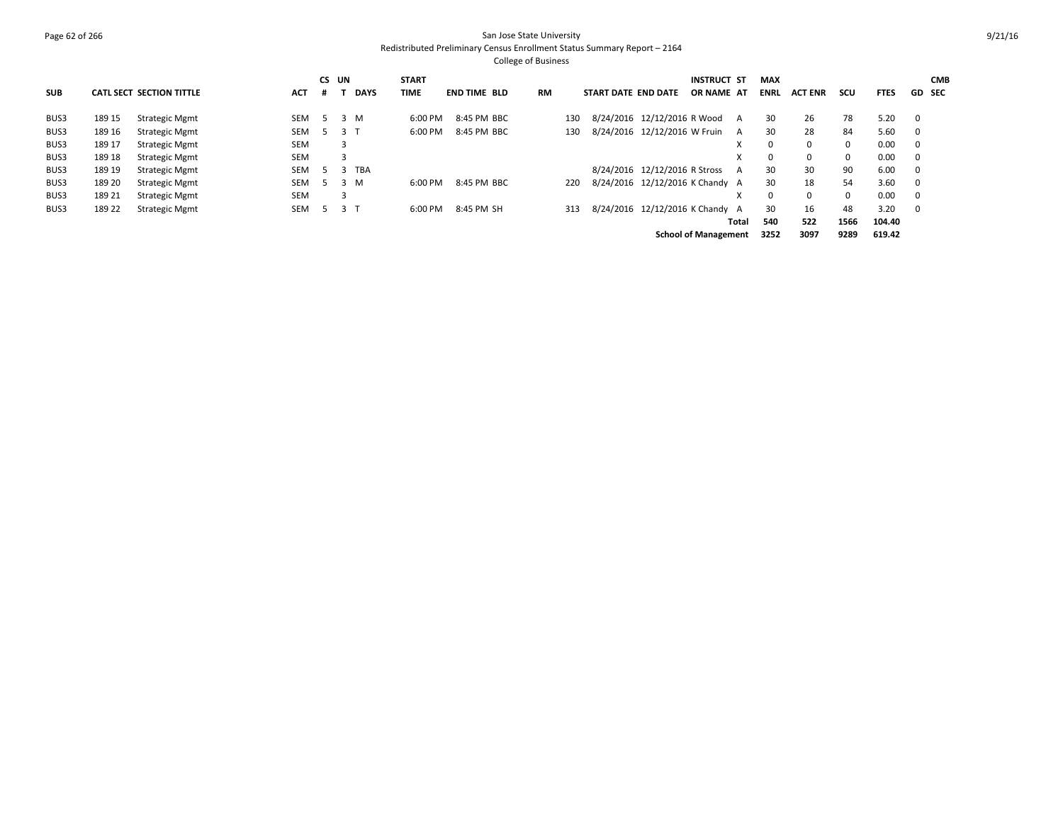San Jose State University
Redistributed Preliminary Census Enrollment Status Summary Report – 2164
College of Business

| SUB | CATL | SECT | SECTION TITTLE | ACT | CS # | UN T | DAYS | START TIME | END TIME | BLD | RM | START DATE | END DATE | INSTRUCT OR NAME | ST AT | MAX ENRL | ACT ENR | SCU | FTES | GD | CMB SEC |
|---|---|---|---|---|---|---|---|---|---|---|---|---|---|---|---|---|---|---|---|---|---|
| BUS3 | 189 | 15 | Strategic Mgmt | SEM | 5 | 3 | M | 6:00 PM | 8:45 PM | BBC | 130 | 8/24/2016 | 12/12/2016 | R Wood | A | 30 | 26 | 78 | 5.20 | 0 | |
| BUS3 | 189 | 16 | Strategic Mgmt | SEM | 5 | 3 | T | 6:00 PM | 8:45 PM | BBC | 130 | 8/24/2016 | 12/12/2016 | W Fruin | A | 30 | 28 | 84 | 5.60 | 0 | |
| BUS3 | 189 | 17 | Strategic Mgmt | SEM | | 3 | | | | | | | | | X | 0 | 0 | 0 | 0.00 | 0 | |
| BUS3 | 189 | 18 | Strategic Mgmt | SEM | | 3 | | | | | | | | | X | 0 | 0 | 0 | 0.00 | 0 | |
| BUS3 | 189 | 19 | Strategic Mgmt | SEM | 5 | 3 | TBA | | | | | 8/24/2016 | 12/12/2016 | R Stross | A | 30 | 30 | 90 | 6.00 | 0 | |
| BUS3 | 189 | 20 | Strategic Mgmt | SEM | 5 | 3 | M | 6:00 PM | 8:45 PM | BBC | 220 | 8/24/2016 | 12/12/2016 | K Chandy | A | 30 | 18 | 54 | 3.60 | 0 | |
| BUS3 | 189 | 21 | Strategic Mgmt | SEM | | 3 | | | | | | | | | X | 0 | 0 | 0 | 0.00 | 0 | |
| BUS3 | 189 | 22 | Strategic Mgmt | SEM | 5 | 3 | T | 6:00 PM | 8:45 PM | SH | 313 | 8/24/2016 | 12/12/2016 | K Chandy | A | 30 | 16 | 48 | 3.20 | 0 | |
| | | | | | | | | | | | | | | | **Total** | **540** | **522** | **1566** | **104.40** | | |
| | | | | | | | | | | | | | | **School of Management** | | **3252** | **3097** | **9289** | **619.42** | | |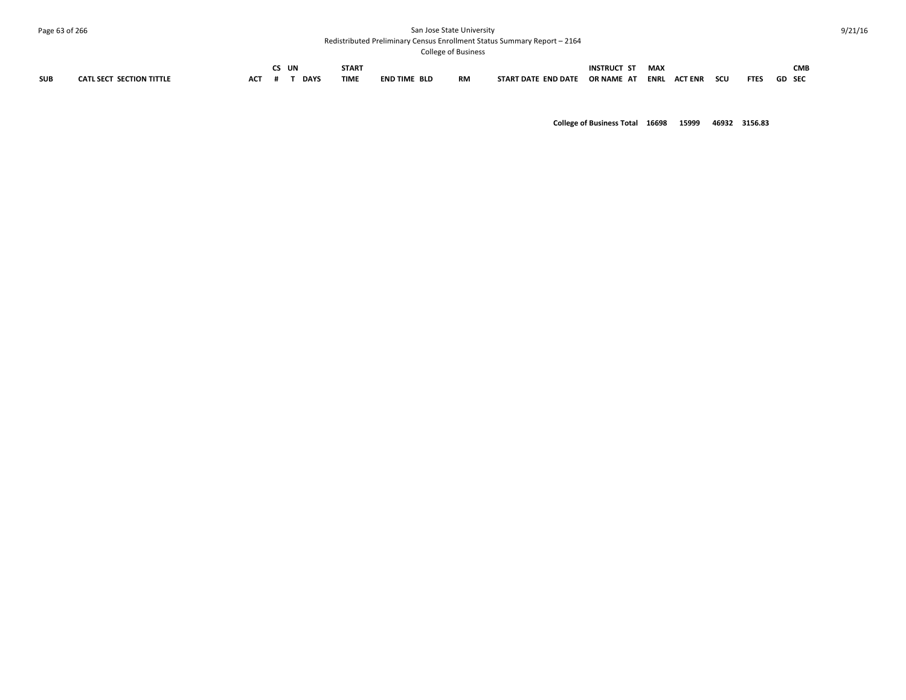| SUB | CATL | SECT | SECTION TITTLE | ACT | CS # | UN T | DAYS | START TIME | END TIME | BLD | RM | START DATE | END DATE | INSTRUCTOR NAME | ST AT | MAX ENRL | ACT ENR | SCU | FTES | GD | CMB SEC |
|---|---|---|---|---|---|---|---|---|---|---|---|---|---|---|---|---|---|---|---|---|---|
| | | | | | | | | | | | | | | **College of Business Total** | | **16698** | **15999** | **46932** | **3156.83** | | |